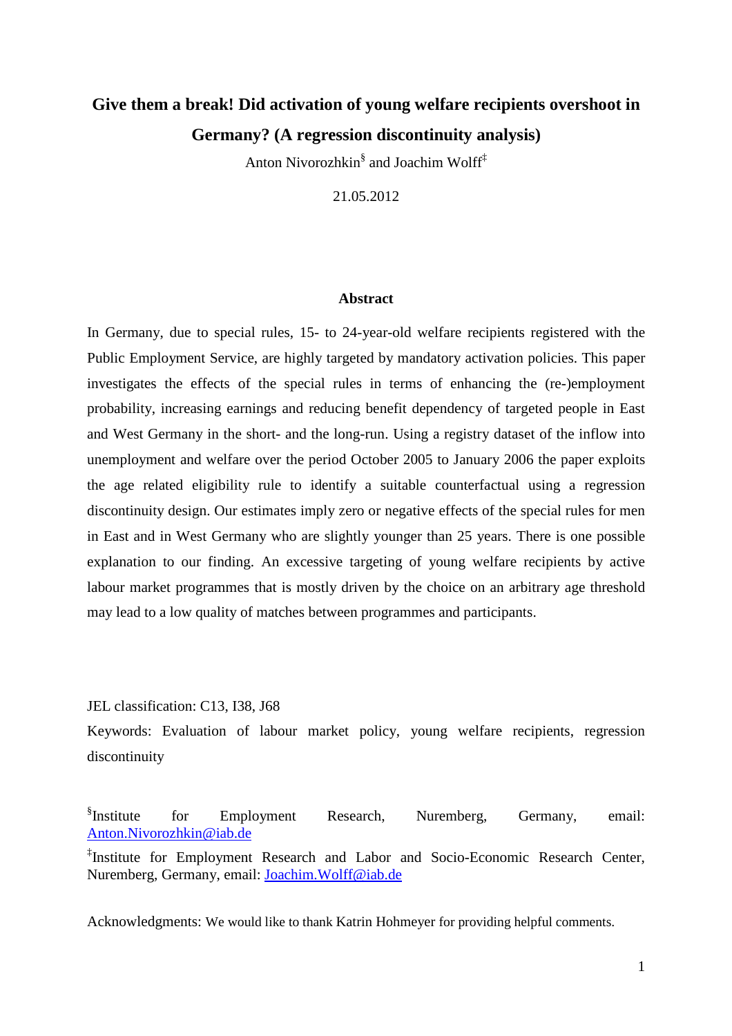# Give them a break! Did activation of young welfare recipients overshoot in Germany? (A regression discontinuity analysis)

Anton Nivorozhkin[§] and Joachim Wolff[‡]

21.05.2012

## Abstract

In Germany, due to special rules, 15- to 24-year-old welfare recipients registered with the Public Employment Service, are highly targeted by mandatory activation policies. This paper investigates the effects of the special rules in terms of enhancing the (re-)employment probability, increasing earnings and reducing benefit dependency of targeted people in East and West Germany in the short- and the long-run. Using a registry dataset of the inflow into unemployment and welfare over the period October 2005 to January 2006 the paper exploits the age related eligibility rule to identify a suitable counterfactual using a regression discontinuity design. Our estimates imply zero or negative effects of the special rules for men in East and in West Germany who are slightly younger than 25 years. There is one possible explanation to our finding. An excessive targeting of young welfare recipients by active labour market programmes that is mostly driven by the choice on an arbitrary age threshold may lead to a low quality of matches between programmes and participants.

JEL classification: C13, I38, J68

Keywords: Evaluation of labour market policy, young welfare recipients, regression discontinuity

[§]Institute for Employment Research, Nuremberg, Germany, email: Anton.Nivorozhkin@iab.de

[‡]Institute for Employment Research and Labor and Socio-Economic Research Center, Nuremberg, Germany, email: Joachim.Wolff@iab.de

Acknowledgments: We would like to thank Katrin Hohmeyer for providing helpful comments.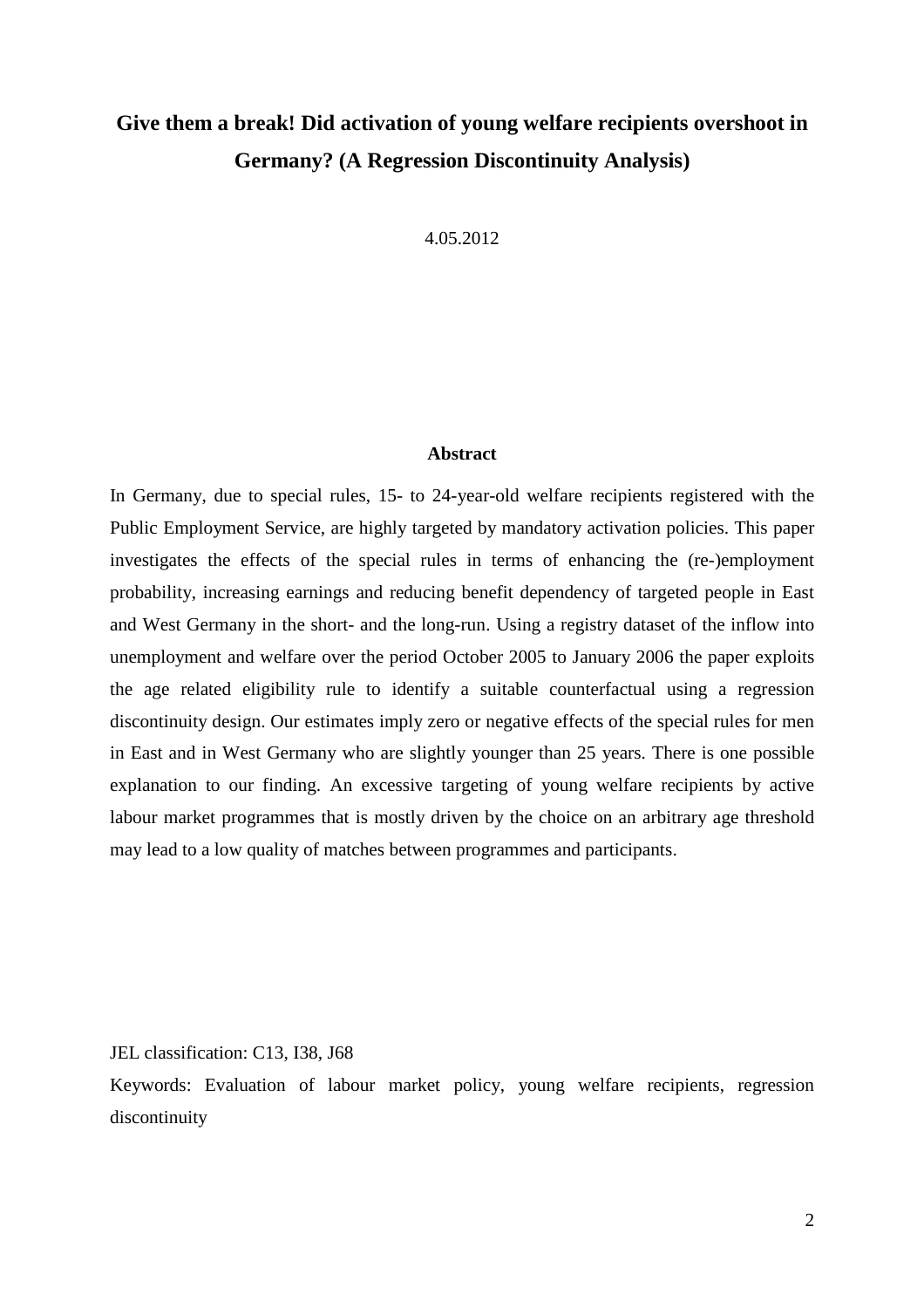# Give them a break! Did activation of young welfare recipients overshoot in Germany? (A Regression Discontinuity Analysis)

4.05.2012

## Abstract

In Germany, due to special rules, 15- to 24-year-old welfare recipients registered with the Public Employment Service, are highly targeted by mandatory activation policies. This paper investigates the effects of the special rules in terms of enhancing the (re-)employment probability, increasing earnings and reducing benefit dependency of targeted people in East and West Germany in the short- and the long-run. Using a registry dataset of the inflow into unemployment and welfare over the period October 2005 to January 2006 the paper exploits the age related eligibility rule to identify a suitable counterfactual using a regression discontinuity design. Our estimates imply zero or negative effects of the special rules for men in East and in West Germany who are slightly younger than 25 years. There is one possible explanation to our finding. An excessive targeting of young welfare recipients by active labour market programmes that is mostly driven by the choice on an arbitrary age threshold may lead to a low quality of matches between programmes and participants.

JEL classification: C13, I38, J68

Keywords: Evaluation of labour market policy, young welfare recipients, regression discontinuity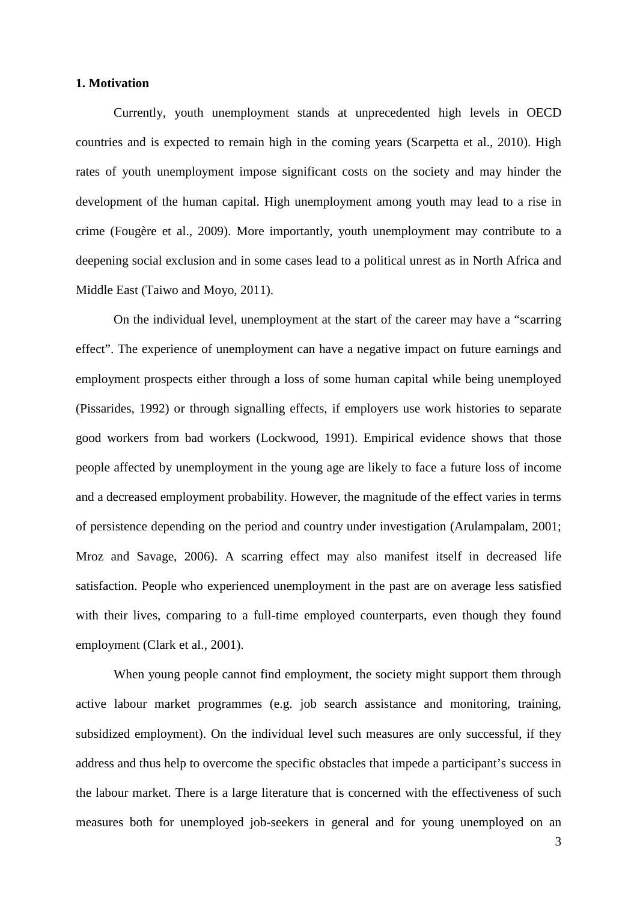## 1. Motivation

Currently, youth unemployment stands at unprecedented high levels in OECD countries and is expected to remain high in the coming years (Scarpetta et al., 2010). High rates of youth unemployment impose significant costs on the society and may hinder the development of the human capital. High unemployment among youth may lead to a rise in crime (Fougère et al., 2009). More importantly, youth unemployment may contribute to a deepening social exclusion and in some cases lead to a political unrest as in North Africa and Middle East (Taiwo and Moyo, 2011).

On the individual level, unemployment at the start of the career may have a "scarring effect". The experience of unemployment can have a negative impact on future earnings and employment prospects either through a loss of some human capital while being unemployed (Pissarides, 1992) or through signalling effects, if employers use work histories to separate good workers from bad workers (Lockwood, 1991). Empirical evidence shows that those people affected by unemployment in the young age are likely to face a future loss of income and a decreased employment probability. However, the magnitude of the effect varies in terms of persistence depending on the period and country under investigation (Arulampalam, 2001; Mroz and Savage, 2006). A scarring effect may also manifest itself in decreased life satisfaction. People who experienced unemployment in the past are on average less satisfied with their lives, comparing to a full-time employed counterparts, even though they found employment (Clark et al., 2001).

When young people cannot find employment, the society might support them through active labour market programmes (e.g. job search assistance and monitoring, training, subsidized employment). On the individual level such measures are only successful, if they address and thus help to overcome the specific obstacles that impede a participant's success in the labour market. There is a large literature that is concerned with the effectiveness of such measures both for unemployed job-seekers in general and for young unemployed on an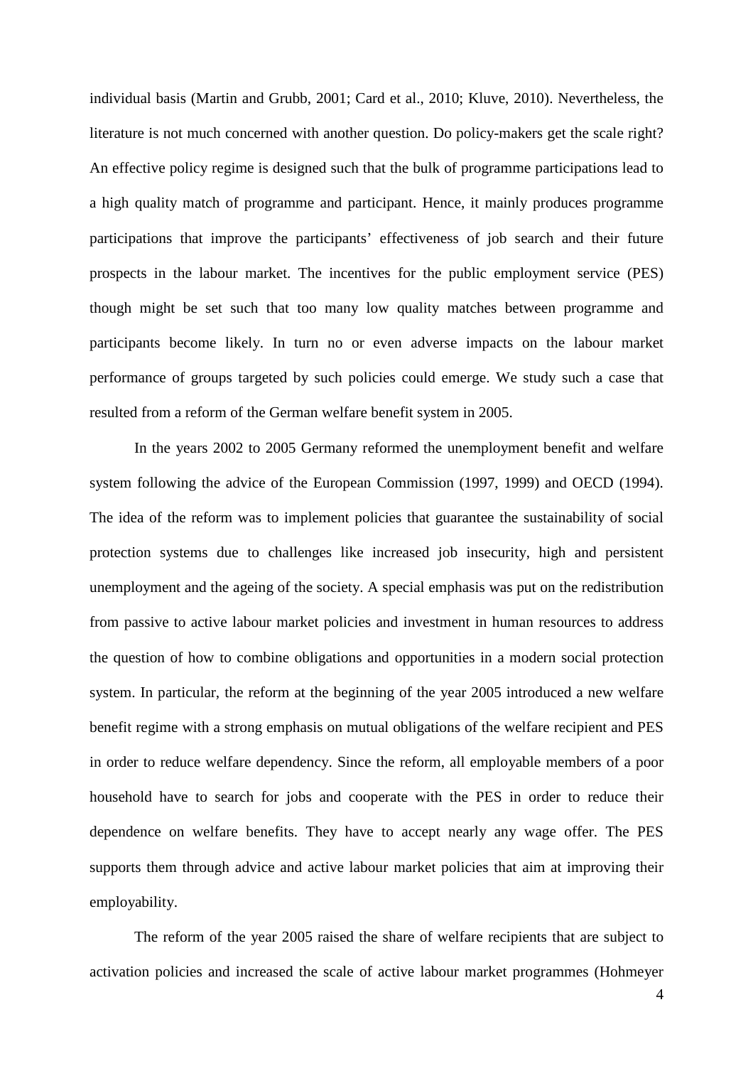individual basis (Martin and Grubb, 2001; Card et al., 2010; Kluve, 2010). Nevertheless, the literature is not much concerned with another question. Do policy-makers get the scale right? An effective policy regime is designed such that the bulk of programme participations lead to a high quality match of programme and participant. Hence, it mainly produces programme participations that improve the participants' effectiveness of job search and their future prospects in the labour market. The incentives for the public employment service (PES) though might be set such that too many low quality matches between programme and participants become likely. In turn no or even adverse impacts on the labour market performance of groups targeted by such policies could emerge. We study such a case that resulted from a reform of the German welfare benefit system in 2005.

In the years 2002 to 2005 Germany reformed the unemployment benefit and welfare system following the advice of the European Commission (1997, 1999) and OECD (1994). The idea of the reform was to implement policies that guarantee the sustainability of social protection systems due to challenges like increased job insecurity, high and persistent unemployment and the ageing of the society. A special emphasis was put on the redistribution from passive to active labour market policies and investment in human resources to address the question of how to combine obligations and opportunities in a modern social protection system. In particular, the reform at the beginning of the year 2005 introduced a new welfare benefit regime with a strong emphasis on mutual obligations of the welfare recipient and PES in order to reduce welfare dependency. Since the reform, all employable members of a poor household have to search for jobs and cooperate with the PES in order to reduce their dependence on welfare benefits. They have to accept nearly any wage offer. The PES supports them through advice and active labour market policies that aim at improving their employability.

The reform of the year 2005 raised the share of welfare recipients that are subject to activation policies and increased the scale of active labour market programmes (Hohmeyer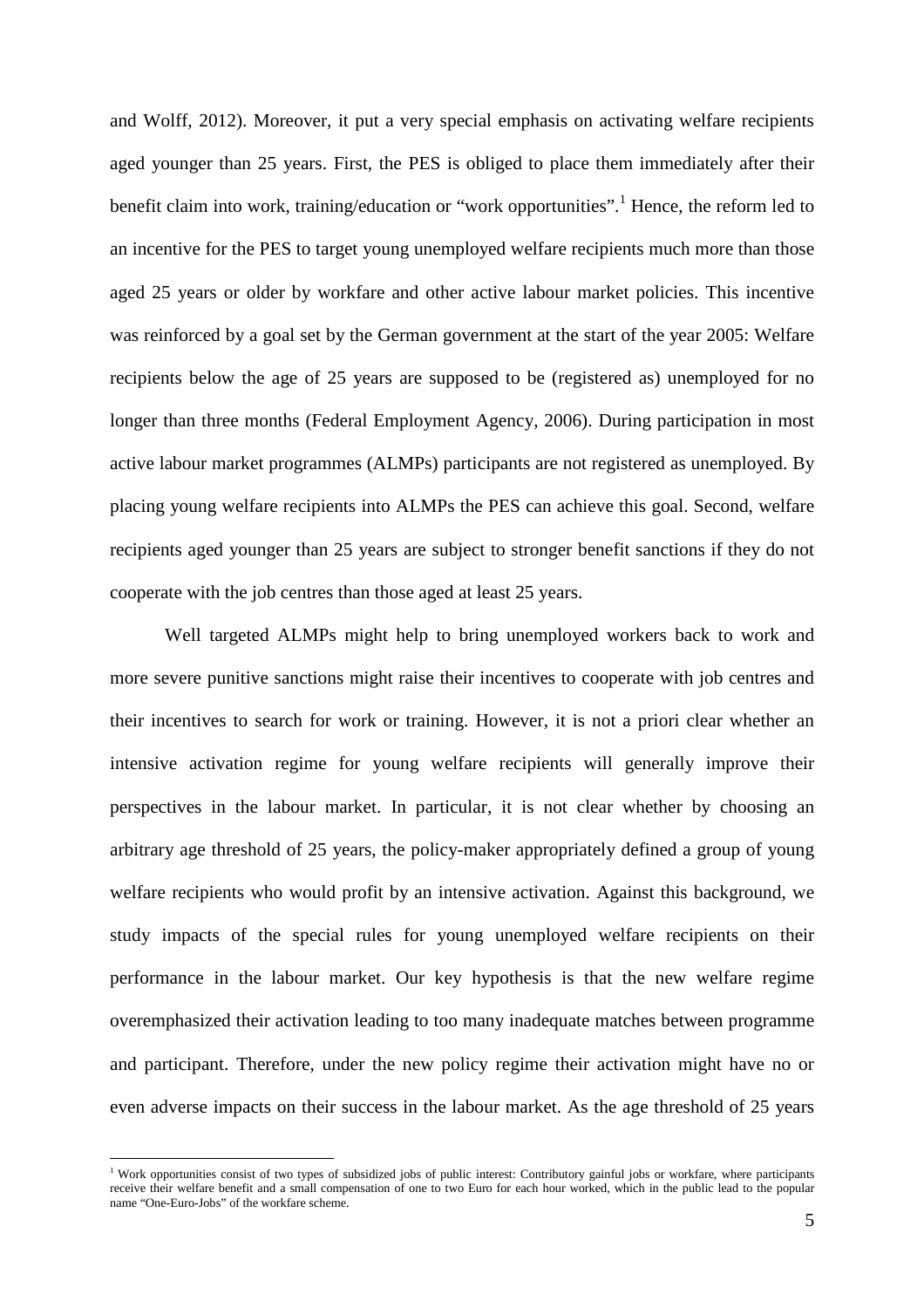and Wolff, 2012). Moreover, it put a very special emphasis on activating welfare recipients aged younger than 25 years. First, the PES is obliged to place them immediately after their benefit claim into work, training/education or "work opportunities".[1] Hence, the reform led to an incentive for the PES to target young unemployed welfare recipients much more than those aged 25 years or older by workfare and other active labour market policies. This incentive was reinforced by a goal set by the German government at the start of the year 2005: Welfare recipients below the age of 25 years are supposed to be (registered as) unemployed for no longer than three months (Federal Employment Agency, 2006). During participation in most active labour market programmes (ALMPs) participants are not registered as unemployed. By placing young welfare recipients into ALMPs the PES can achieve this goal. Second, welfare recipients aged younger than 25 years are subject to stronger benefit sanctions if they do not cooperate with the job centres than those aged at least 25 years.

Well targeted ALMPs might help to bring unemployed workers back to work and more severe punitive sanctions might raise their incentives to cooperate with job centres and their incentives to search for work or training. However, it is not a priori clear whether an intensive activation regime for young welfare recipients will generally improve their perspectives in the labour market. In particular, it is not clear whether by choosing an arbitrary age threshold of 25 years, the policy-maker appropriately defined a group of young welfare recipients who would profit by an intensive activation. Against this background, we study impacts of the special rules for young unemployed welfare recipients on their performance in the labour market. Our key hypothesis is that the new welfare regime overemphasized their activation leading to too many inadequate matches between programme and participant. Therefore, under the new policy regime their activation might have no or even adverse impacts on their success in the labour market. As the age threshold of 25 years

[1] Work opportunities consist of two types of subsidized jobs of public interest: Contributory gainful jobs or workfare, where participants receive their welfare benefit and a small compensation of one to two Euro for each hour worked, which in the public lead to the popular name "One-Euro-Jobs" of the workfare scheme.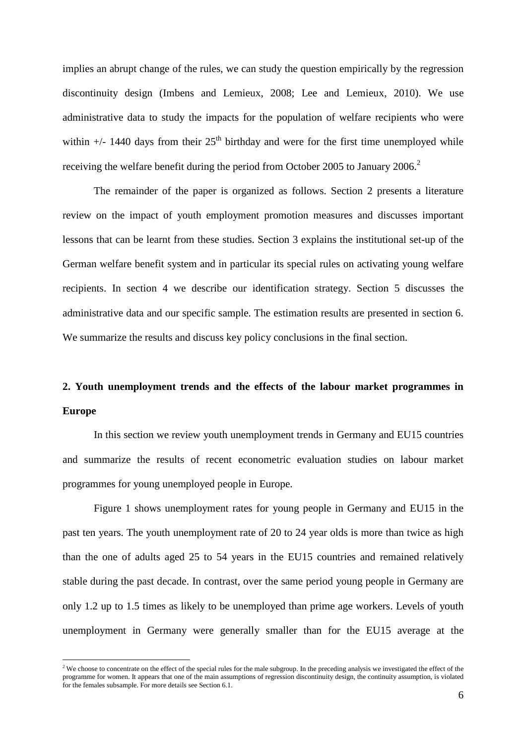implies an abrupt change of the rules, we can study the question empirically by the regression discontinuity design (Imbens and Lemieux, 2008; Lee and Lemieux, 2010). We use administrative data to study the impacts for the population of welfare recipients who were within +/- 1440 days from their 25th birthday and were for the first time unemployed while receiving the welfare benefit during the period from October 2005 to January 2006.[2]

The remainder of the paper is organized as follows. Section 2 presents a literature review on the impact of youth employment promotion measures and discusses important lessons that can be learnt from these studies. Section 3 explains the institutional set-up of the German welfare benefit system and in particular its special rules on activating young welfare recipients. In section 4 we describe our identification strategy. Section 5 discusses the administrative data and our specific sample. The estimation results are presented in section 6. We summarize the results and discuss key policy conclusions in the final section.

## 2. Youth unemployment trends and the effects of the labour market programmes in Europe

In this section we review youth unemployment trends in Germany and EU15 countries and summarize the results of recent econometric evaluation studies on labour market programmes for young unemployed people in Europe.

Figure 1 shows unemployment rates for young people in Germany and EU15 in the past ten years. The youth unemployment rate of 20 to 24 year olds is more than twice as high than the one of adults aged 25 to 54 years in the EU15 countries and remained relatively stable during the past decade. In contrast, over the same period young people in Germany are only 1.2 up to 1.5 times as likely to be unemployed than prime age workers. Levels of youth unemployment in Germany were generally smaller than for the EU15 average at the

[2] We choose to concentrate on the effect of the special rules for the male subgroup. In the preceding analysis we investigated the effect of the programme for women. It appears that one of the main assumptions of regression discontinuity design, the continuity assumption, is violated for the females subsample. For more details see Section 6.1.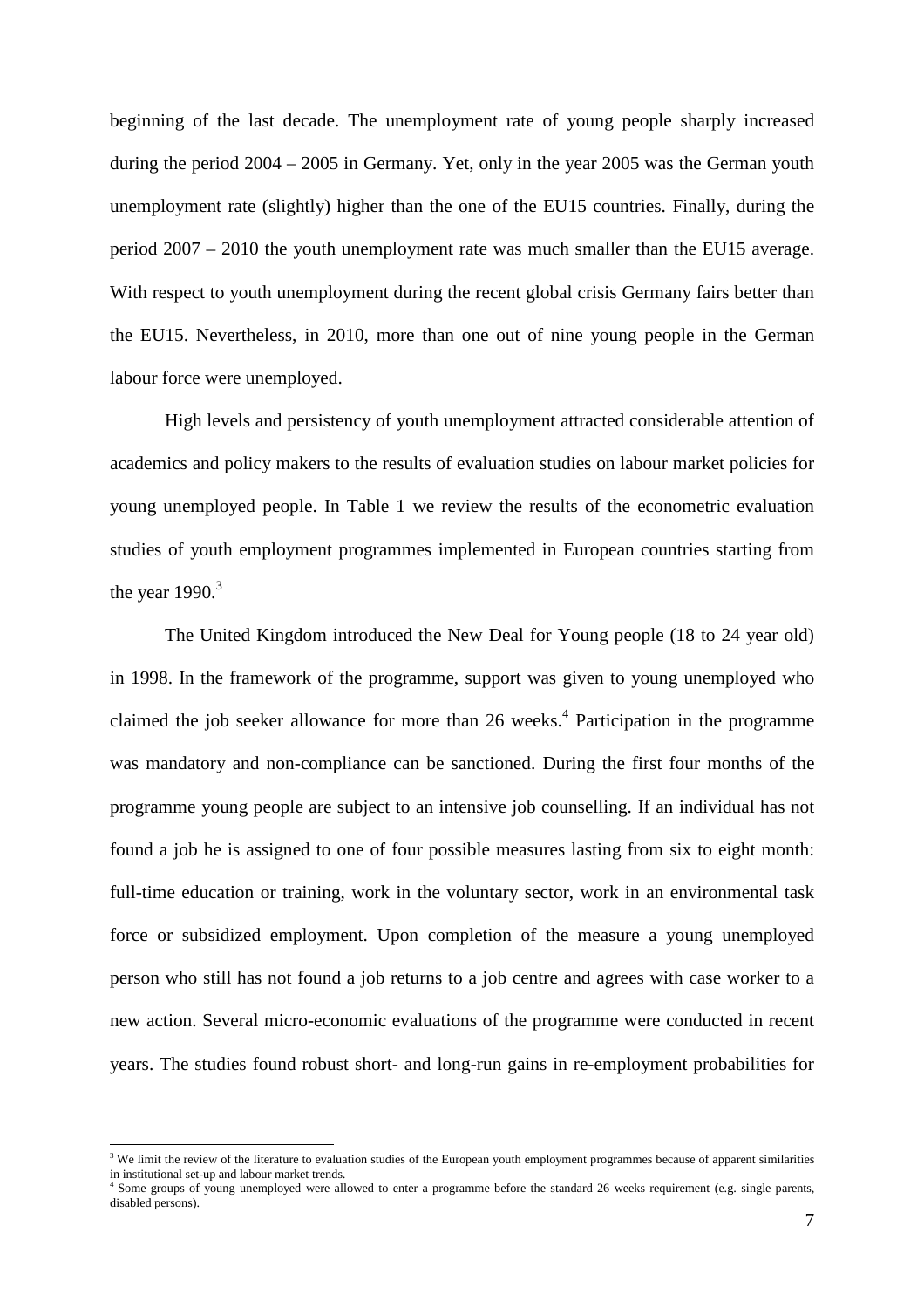beginning of the last decade. The unemployment rate of young people sharply increased during the period 2004 – 2005 in Germany. Yet, only in the year 2005 was the German youth unemployment rate (slightly) higher than the one of the EU15 countries. Finally, during the period 2007 – 2010 the youth unemployment rate was much smaller than the EU15 average. With respect to youth unemployment during the recent global crisis Germany fairs better than the EU15. Nevertheless, in 2010, more than one out of nine young people in the German labour force were unemployed.

High levels and persistency of youth unemployment attracted considerable attention of academics and policy makers to the results of evaluation studies on labour market policies for young unemployed people. In Table 1 we review the results of the econometric evaluation studies of youth employment programmes implemented in European countries starting from the year 1990.[3]

The United Kingdom introduced the New Deal for Young people (18 to 24 year old) in 1998. In the framework of the programme, support was given to young unemployed who claimed the job seeker allowance for more than 26 weeks.[4] Participation in the programme was mandatory and non-compliance can be sanctioned. During the first four months of the programme young people are subject to an intensive job counselling. If an individual has not found a job he is assigned to one of four possible measures lasting from six to eight month: full-time education or training, work in the voluntary sector, work in an environmental task force or subsidized employment. Upon completion of the measure a young unemployed person who still has not found a job returns to a job centre and agrees with case worker to a new action. Several micro-economic evaluations of the programme were conducted in recent years. The studies found robust short- and long-run gains in re-employment probabilities for

[3] We limit the review of the literature to evaluation studies of the European youth employment programmes because of apparent similarities in institutional set-up and labour market trends.

[4] Some groups of young unemployed were allowed to enter a programme before the standard 26 weeks requirement (e.g. single parents, disabled persons).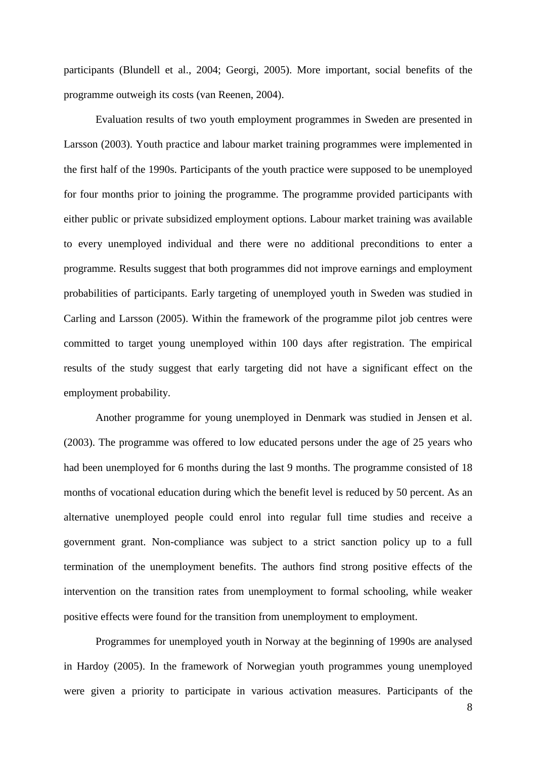participants (Blundell et al., 2004; Georgi, 2005). More important, social benefits of the programme outweigh its costs (van Reenen, 2004).

Evaluation results of two youth employment programmes in Sweden are presented in Larsson (2003). Youth practice and labour market training programmes were implemented in the first half of the 1990s. Participants of the youth practice were supposed to be unemployed for four months prior to joining the programme. The programme provided participants with either public or private subsidized employment options. Labour market training was available to every unemployed individual and there were no additional preconditions to enter a programme. Results suggest that both programmes did not improve earnings and employment probabilities of participants. Early targeting of unemployed youth in Sweden was studied in Carling and Larsson (2005). Within the framework of the programme pilot job centres were committed to target young unemployed within 100 days after registration. The empirical results of the study suggest that early targeting did not have a significant effect on the employment probability.

Another programme for young unemployed in Denmark was studied in Jensen et al. (2003). The programme was offered to low educated persons under the age of 25 years who had been unemployed for 6 months during the last 9 months. The programme consisted of 18 months of vocational education during which the benefit level is reduced by 50 percent. As an alternative unemployed people could enrol into regular full time studies and receive a government grant. Non-compliance was subject to a strict sanction policy up to a full termination of the unemployment benefits. The authors find strong positive effects of the intervention on the transition rates from unemployment to formal schooling, while weaker positive effects were found for the transition from unemployment to employment.

Programmes for unemployed youth in Norway at the beginning of 1990s are analysed in Hardoy (2005). In the framework of Norwegian youth programmes young unemployed were given a priority to participate in various activation measures. Participants of the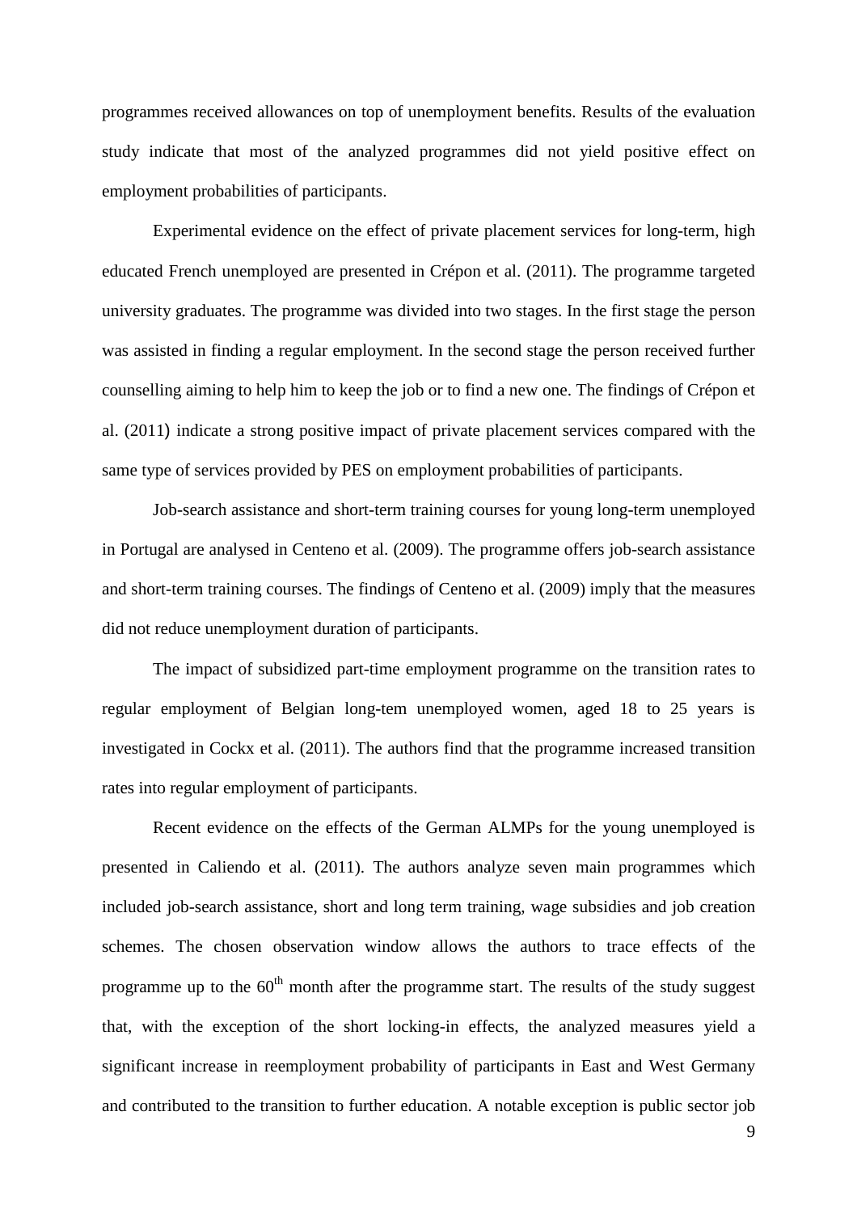programmes received allowances on top of unemployment benefits. Results of the evaluation study indicate that most of the analyzed programmes did not yield positive effect on employment probabilities of participants.

Experimental evidence on the effect of private placement services for long-term, high educated French unemployed are presented in Crépon et al. (2011). The programme targeted university graduates. The programme was divided into two stages. In the first stage the person was assisted in finding a regular employment. In the second stage the person received further counselling aiming to help him to keep the job or to find a new one. The findings of Crépon et al. (2011) indicate a strong positive impact of private placement services compared with the same type of services provided by PES on employment probabilities of participants.

Job-search assistance and short-term training courses for young long-term unemployed in Portugal are analysed in Centeno et al. (2009). The programme offers job-search assistance and short-term training courses. The findings of Centeno et al. (2009) imply that the measures did not reduce unemployment duration of participants.

The impact of subsidized part-time employment programme on the transition rates to regular employment of Belgian long-tem unemployed women, aged 18 to 25 years is investigated in Cockx et al. (2011). The authors find that the programme increased transition rates into regular employment of participants.

Recent evidence on the effects of the German ALMPs for the young unemployed is presented in Caliendo et al. (2011). The authors analyze seven main programmes which included job-search assistance, short and long term training, wage subsidies and job creation schemes. The chosen observation window allows the authors to trace effects of the programme up to the 60th month after the programme start. The results of the study suggest that, with the exception of the short locking-in effects, the analyzed measures yield a significant increase in reemployment probability of participants in East and West Germany and contributed to the transition to further education. A notable exception is public sector job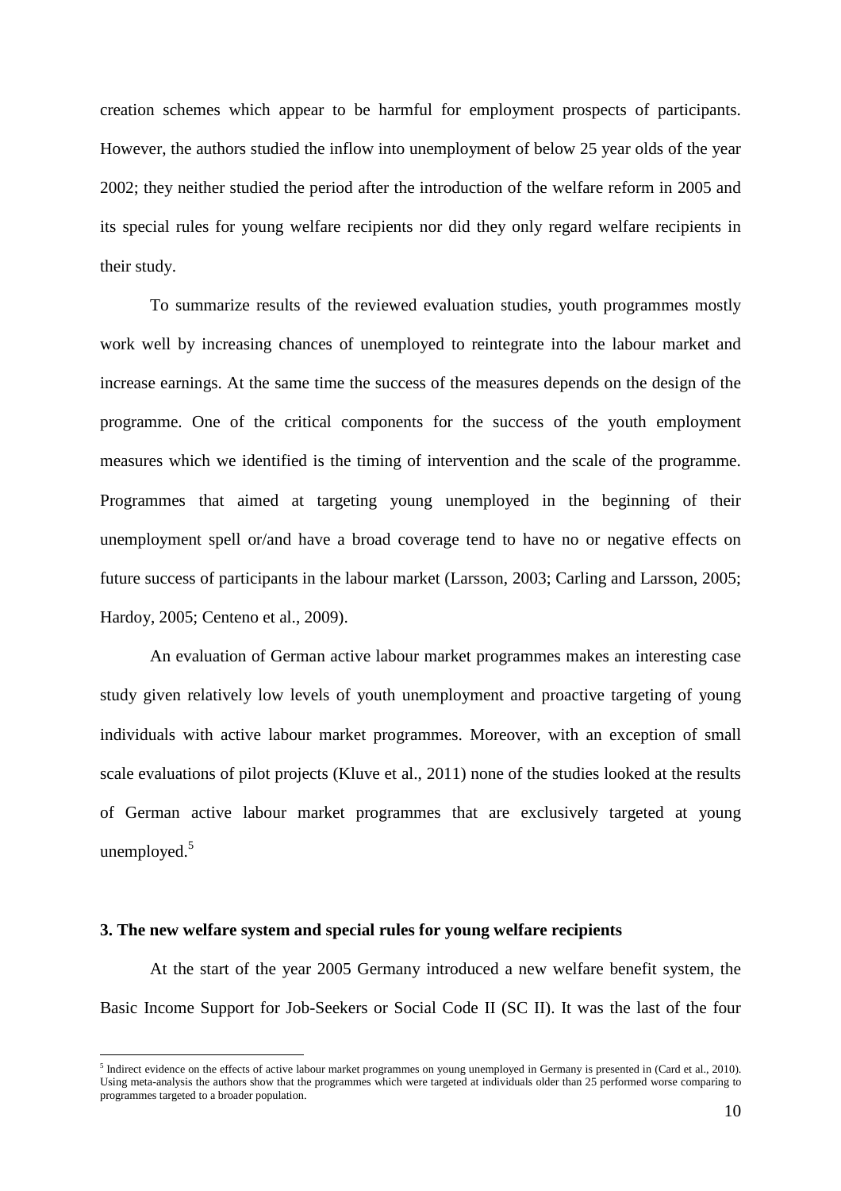creation schemes which appear to be harmful for employment prospects of participants. However, the authors studied the inflow into unemployment of below 25 year olds of the year 2002; they neither studied the period after the introduction of the welfare reform in 2005 and its special rules for young welfare recipients nor did they only regard welfare recipients in their study.

To summarize results of the reviewed evaluation studies, youth programmes mostly work well by increasing chances of unemployed to reintegrate into the labour market and increase earnings. At the same time the success of the measures depends on the design of the programme. One of the critical components for the success of the youth employment measures which we identified is the timing of intervention and the scale of the programme. Programmes that aimed at targeting young unemployed in the beginning of their unemployment spell or/and have a broad coverage tend to have no or negative effects on future success of participants in the labour market (Larsson, 2003; Carling and Larsson, 2005; Hardoy, 2005; Centeno et al., 2009).

An evaluation of German active labour market programmes makes an interesting case study given relatively low levels of youth unemployment and proactive targeting of young individuals with active labour market programmes. Moreover, with an exception of small scale evaluations of pilot projects (Kluve et al., 2011) none of the studies looked at the results of German active labour market programmes that are exclusively targeted at young unemployed.[5]

### 3. The new welfare system and special rules for young welfare recipients

At the start of the year 2005 Germany introduced a new welfare benefit system, the Basic Income Support for Job-Seekers or Social Code II (SC II). It was the last of the four

[5] Indirect evidence on the effects of active labour market programmes on young unemployed in Germany is presented in (Card et al., 2010). Using meta-analysis the authors show that the programmes which were targeted at individuals older than 25 performed worse comparing to programmes targeted to a broader population.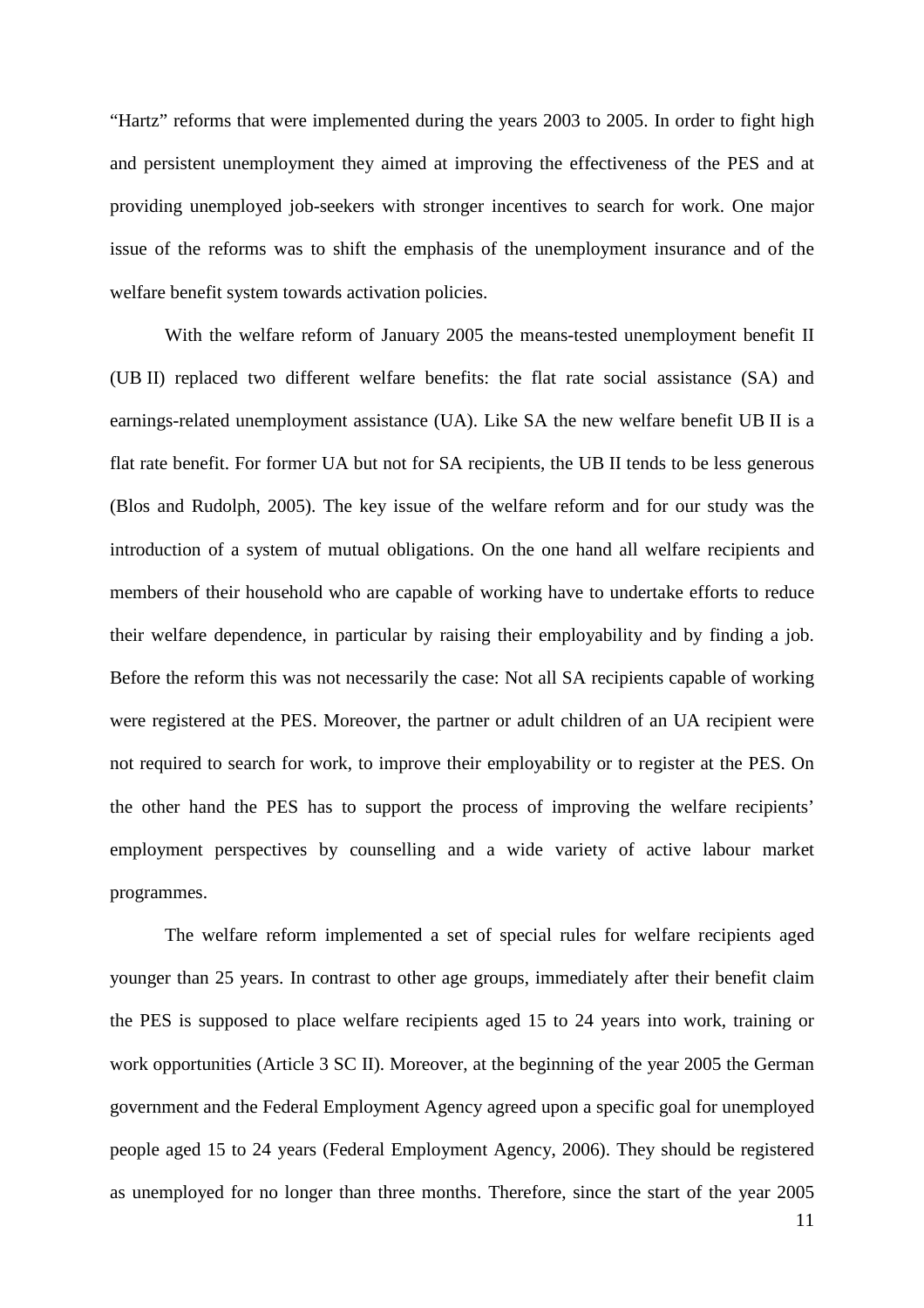"Hartz" reforms that were implemented during the years 2003 to 2005. In order to fight high and persistent unemployment they aimed at improving the effectiveness of the PES and at providing unemployed job-seekers with stronger incentives to search for work. One major issue of the reforms was to shift the emphasis of the unemployment insurance and of the welfare benefit system towards activation policies.

With the welfare reform of January 2005 the means-tested unemployment benefit II (UB II) replaced two different welfare benefits: the flat rate social assistance (SA) and earnings-related unemployment assistance (UA). Like SA the new welfare benefit UB II is a flat rate benefit. For former UA but not for SA recipients, the UB II tends to be less generous (Blos and Rudolph, 2005). The key issue of the welfare reform and for our study was the introduction of a system of mutual obligations. On the one hand all welfare recipients and members of their household who are capable of working have to undertake efforts to reduce their welfare dependence, in particular by raising their employability and by finding a job. Before the reform this was not necessarily the case: Not all SA recipients capable of working were registered at the PES. Moreover, the partner or adult children of an UA recipient were not required to search for work, to improve their employability or to register at the PES. On the other hand the PES has to support the process of improving the welfare recipients' employment perspectives by counselling and a wide variety of active labour market programmes.

The welfare reform implemented a set of special rules for welfare recipients aged younger than 25 years. In contrast to other age groups, immediately after their benefit claim the PES is supposed to place welfare recipients aged 15 to 24 years into work, training or work opportunities (Article 3 SC II). Moreover, at the beginning of the year 2005 the German government and the Federal Employment Agency agreed upon a specific goal for unemployed people aged 15 to 24 years (Federal Employment Agency, 2006). They should be registered as unemployed for no longer than three months. Therefore, since the start of the year 2005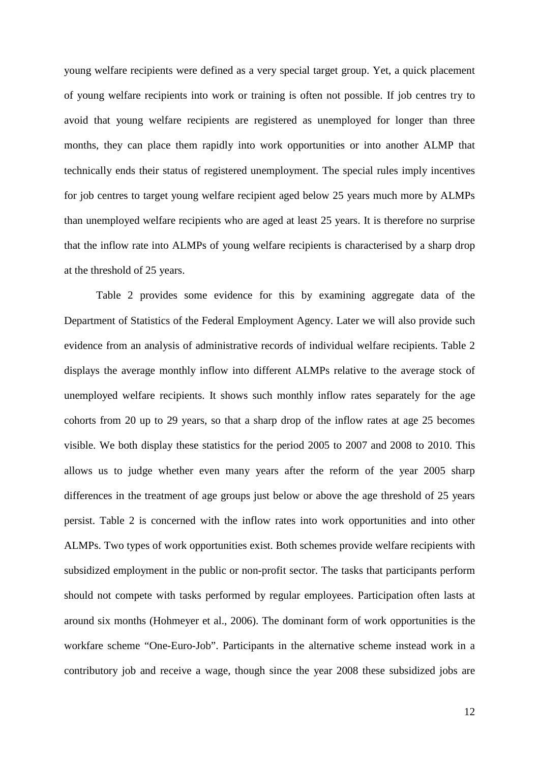young welfare recipients were defined as a very special target group. Yet, a quick placement of young welfare recipients into work or training is often not possible. If job centres try to avoid that young welfare recipients are registered as unemployed for longer than three months, they can place them rapidly into work opportunities or into another ALMP that technically ends their status of registered unemployment. The special rules imply incentives for job centres to target young welfare recipient aged below 25 years much more by ALMPs than unemployed welfare recipients who are aged at least 25 years. It is therefore no surprise that the inflow rate into ALMPs of young welfare recipients is characterised by a sharp drop at the threshold of 25 years.

Table 2 provides some evidence for this by examining aggregate data of the Department of Statistics of the Federal Employment Agency. Later we will also provide such evidence from an analysis of administrative records of individual welfare recipients. Table 2 displays the average monthly inflow into different ALMPs relative to the average stock of unemployed welfare recipients. It shows such monthly inflow rates separately for the age cohorts from 20 up to 29 years, so that a sharp drop of the inflow rates at age 25 becomes visible. We both display these statistics for the period 2005 to 2007 and 2008 to 2010. This allows us to judge whether even many years after the reform of the year 2005 sharp differences in the treatment of age groups just below or above the age threshold of 25 years persist. Table 2 is concerned with the inflow rates into work opportunities and into other ALMPs. Two types of work opportunities exist. Both schemes provide welfare recipients with subsidized employment in the public or non-profit sector. The tasks that participants perform should not compete with tasks performed by regular employees. Participation often lasts at around six months (Hohmeyer et al., 2006). The dominant form of work opportunities is the workfare scheme "One-Euro-Job". Participants in the alternative scheme instead work in a contributory job and receive a wage, though since the year 2008 these subsidized jobs are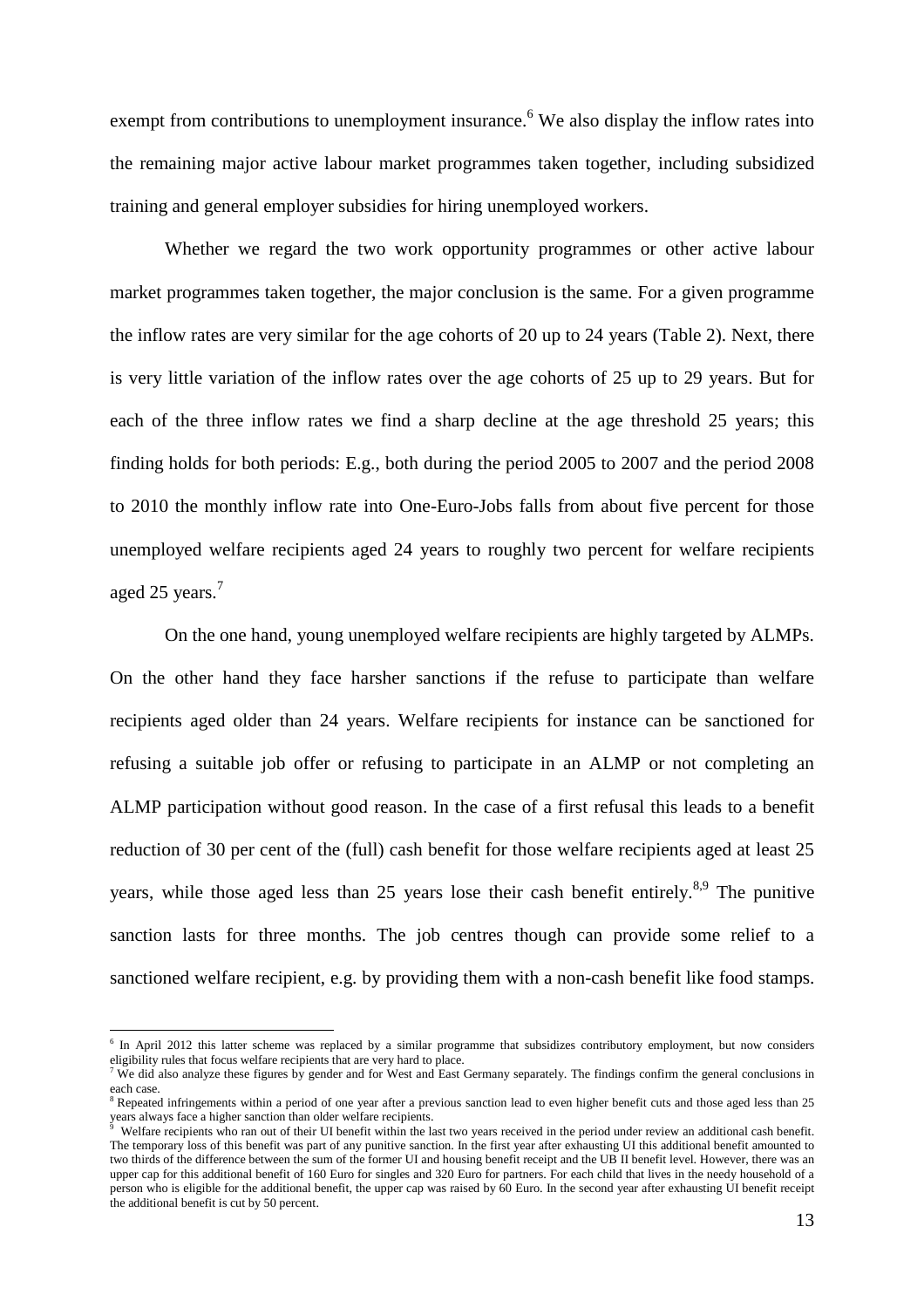exempt from contributions to unemployment insurance.[6] We also display the inflow rates into the remaining major active labour market programmes taken together, including subsidized training and general employer subsidies for hiring unemployed workers.

Whether we regard the two work opportunity programmes or other active labour market programmes taken together, the major conclusion is the same. For a given programme the inflow rates are very similar for the age cohorts of 20 up to 24 years (Table 2). Next, there is very little variation of the inflow rates over the age cohorts of 25 up to 29 years. But for each of the three inflow rates we find a sharp decline at the age threshold 25 years; this finding holds for both periods: E.g., both during the period 2005 to 2007 and the period 2008 to 2010 the monthly inflow rate into One-Euro-Jobs falls from about five percent for those unemployed welfare recipients aged 24 years to roughly two percent for welfare recipients aged 25 years.[7]

On the one hand, young unemployed welfare recipients are highly targeted by ALMPs. On the other hand they face harsher sanctions if the refuse to participate than welfare recipients aged older than 24 years. Welfare recipients for instance can be sanctioned for refusing a suitable job offer or refusing to participate in an ALMP or not completing an ALMP participation without good reason. In the case of a first refusal this leads to a benefit reduction of 30 per cent of the (full) cash benefit for those welfare recipients aged at least 25 years, while those aged less than 25 years lose their cash benefit entirely.[8,9] The punitive sanction lasts for three months. The job centres though can provide some relief to a sanctioned welfare recipient, e.g. by providing them with a non-cash benefit like food stamps.

---

[6] In April 2012 this latter scheme was replaced by a similar programme that subsidizes contributory employment, but now considers eligibility rules that focus welfare recipients that are very hard to place.

[7] We did also analyze these figures by gender and for West and East Germany separately. The findings confirm the general conclusions in each case.

[8] Repeated infringements within a period of one year after a previous sanction lead to even higher benefit cuts and those aged less than 25 years always face a higher sanction than older welfare recipients.

[9] Welfare recipients who ran out of their UI benefit within the last two years received in the period under review an additional cash benefit. The temporary loss of this benefit was part of any punitive sanction. In the first year after exhausting UI this additional benefit amounted to two thirds of the difference between the sum of the former UI and housing benefit receipt and the UB II benefit level. However, there was an upper cap for this additional benefit of 160 Euro for singles and 320 Euro for partners. For each child that lives in the needy household of a person who is eligible for the additional benefit, the upper cap was raised by 60 Euro. In the second year after exhausting UI benefit receipt the additional benefit is cut by 50 percent.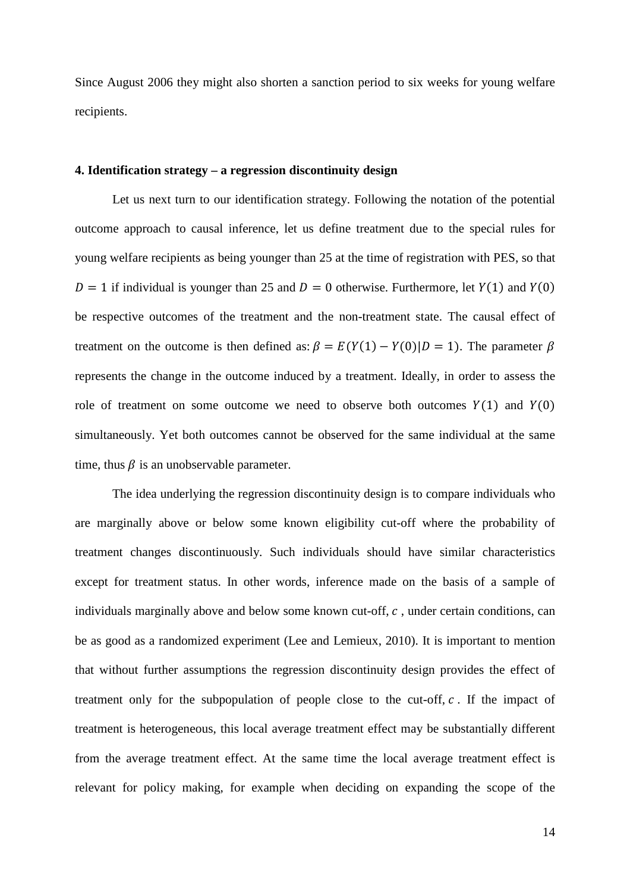Since August 2006 they might also shorten a sanction period to six weeks for young welfare recipients.

### 4. Identification strategy – a regression discontinuity design

Let us next turn to our identification strategy. Following the notation of the potential outcome approach to causal inference, let us define treatment due to the special rules for young welfare recipients as being younger than 25 at the time of registration with PES, so that $D = 1$ if individual is younger than 25 and $D = 0$ otherwise. Furthermore, let $Y(1)$ and $Y(0)$ be respective outcomes of the treatment and the non-treatment state. The causal effect of treatment on the outcome is then defined as: $\beta = E(Y(1) - Y(0)|D = 1)$. The parameter $\beta$ represents the change in the outcome induced by a treatment. Ideally, in order to assess the role of treatment on some outcome we need to observe both outcomes $Y(1)$ and $Y(0)$ simultaneously. Yet both outcomes cannot be observed for the same individual at the same time, thus $\beta$ is an unobservable parameter.

The idea underlying the regression discontinuity design is to compare individuals who are marginally above or below some known eligibility cut-off where the probability of treatment changes discontinuously. Such individuals should have similar characteristics except for treatment status. In other words, inference made on the basis of a sample of individuals marginally above and below some known cut-off, $c$ , under certain conditions, can be as good as a randomized experiment (Lee and Lemieux, 2010). It is important to mention that without further assumptions the regression discontinuity design provides the effect of treatment only for the subpopulation of people close to the cut-off, $c$ . If the impact of treatment is heterogeneous, this local average treatment effect may be substantially different from the average treatment effect. At the same time the local average treatment effect is relevant for policy making, for example when deciding on expanding the scope of the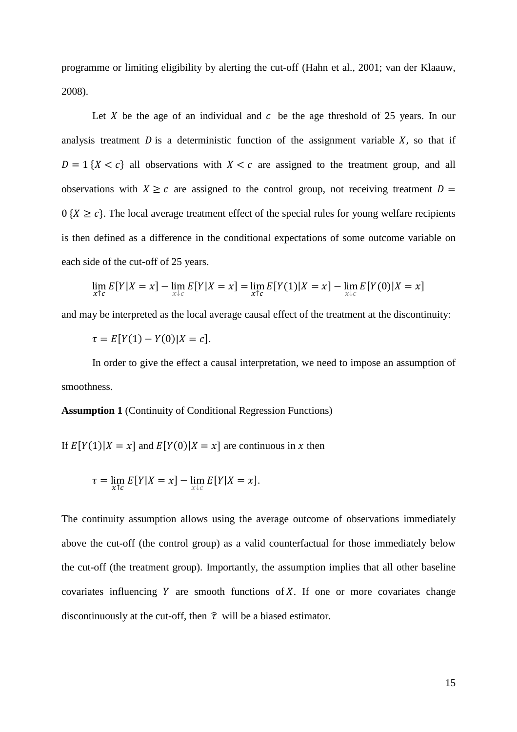programme or limiting eligibility by alerting the cut-off (Hahn et al., 2001; van der Klaauw, 2008).

Let $X$ be the age of an individual and $c$ be the age threshold of 25 years. In our analysis treatment $D$ is a deterministic function of the assignment variable $X$, so that if $D = 1\{X < c\}$ all observations with $X < c$ are assigned to the treatment group, and all observations with $X \geq c$ are assigned to the control group, not receiving treatment $D = 0\{X \geq c\}$. The local average treatment effect of the special rules for young welfare recipients is then defined as a difference in the conditional expectations of some outcome variable on each side of the cut-off of 25 years.

$$\lim_{x \uparrow c} E[Y|X = x] - \lim_{x \downarrow c} E[Y|X = x] = \lim_{x \uparrow c} E[Y(1)|X = x] - \lim_{x \downarrow c} E[Y(0)|X = x]$$

and may be interpreted as the local average causal effect of the treatment at the discontinuity:

$$\tau = E[Y(1) - Y(0)|X = c].$$

In order to give the effect a causal interpretation, we need to impose an assumption of smoothness.

**Assumption 1** (Continuity of Conditional Regression Functions)

If $E[Y(1)|X = x]$ and $E[Y(0)|X = x]$ are continuous in $x$ then

$$\tau = \lim_{x \uparrow c} E[Y|X = x] - \lim_{x \downarrow c} E[Y|X = x].$$

The continuity assumption allows using the average outcome of observations immediately above the cut-off (the control group) as a valid counterfactual for those immediately below the cut-off (the treatment group). Importantly, the assumption implies that all other baseline covariates influencing $Y$ are smooth functions of $X$. If one or more covariates change discontinuously at the cut-off, then $\hat{\tau}$ will be a biased estimator.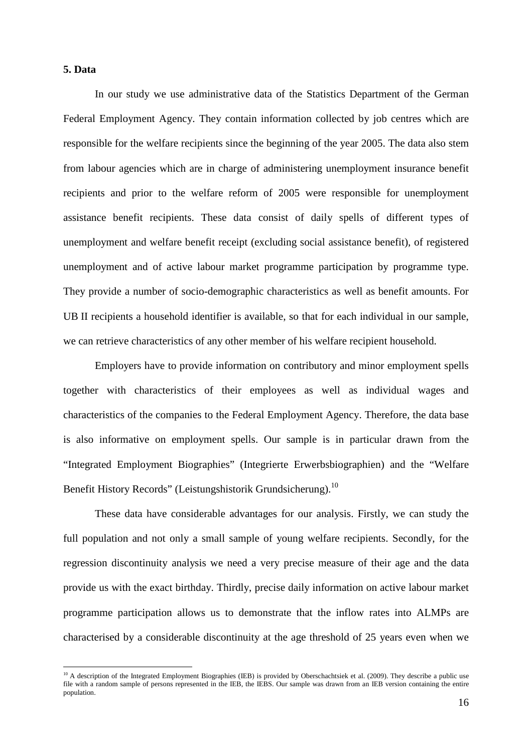## 5. Data

In our study we use administrative data of the Statistics Department of the German Federal Employment Agency. They contain information collected by job centres which are responsible for the welfare recipients since the beginning of the year 2005. The data also stem from labour agencies which are in charge of administering unemployment insurance benefit recipients and prior to the welfare reform of 2005 were responsible for unemployment assistance benefit recipients. These data consist of daily spells of different types of unemployment and welfare benefit receipt (excluding social assistance benefit), of registered unemployment and of active labour market programme participation by programme type. They provide a number of socio-demographic characteristics as well as benefit amounts. For UB II recipients a household identifier is available, so that for each individual in our sample, we can retrieve characteristics of any other member of his welfare recipient household.

Employers have to provide information on contributory and minor employment spells together with characteristics of their employees as well as individual wages and characteristics of the companies to the Federal Employment Agency. Therefore, the data base is also informative on employment spells. Our sample is in particular drawn from the "Integrated Employment Biographies" (Integrierte Erwerbsbiographien) and the "Welfare Benefit History Records" (Leistungshistorik Grundsicherung).[10]

These data have considerable advantages for our analysis. Firstly, we can study the full population and not only a small sample of young welfare recipients. Secondly, for the regression discontinuity analysis we need a very precise measure of their age and the data provide us with the exact birthday. Thirdly, precise daily information on active labour market programme participation allows us to demonstrate that the inflow rates into ALMPs are characterised by a considerable discontinuity at the age threshold of 25 years even when we

[10] A description of the Integrated Employment Biographies (IEB) is provided by Oberschachtsiek et al. (2009). They describe a public use file with a random sample of persons represented in the IEB, the IEBS. Our sample was drawn from an IEB version containing the entire population.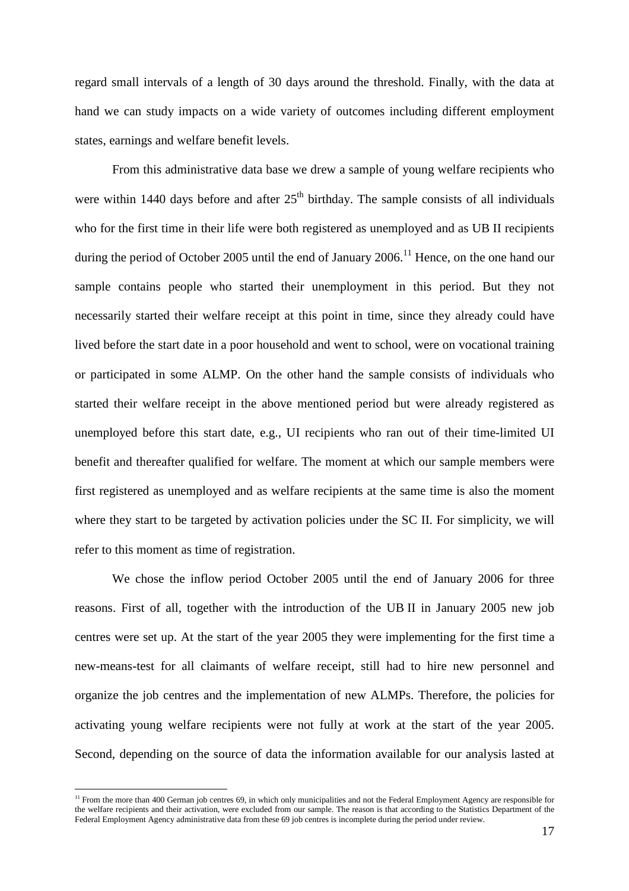regard small intervals of a length of 30 days around the threshold. Finally, with the data at hand we can study impacts on a wide variety of outcomes including different employment states, earnings and welfare benefit levels.

From this administrative data base we drew a sample of young welfare recipients who were within 1440 days before and after 25th birthday. The sample consists of all individuals who for the first time in their life were both registered as unemployed and as UB II recipients during the period of October 2005 until the end of January 2006.[11] Hence, on the one hand our sample contains people who started their unemployment in this period. But they not necessarily started their welfare receipt at this point in time, since they already could have lived before the start date in a poor household and went to school, were on vocational training or participated in some ALMP. On the other hand the sample consists of individuals who started their welfare receipt in the above mentioned period but were already registered as unemployed before this start date, e.g., UI recipients who ran out of their time-limited UI benefit and thereafter qualified for welfare. The moment at which our sample members were first registered as unemployed and as welfare recipients at the same time is also the moment where they start to be targeted by activation policies under the SC II. For simplicity, we will refer to this moment as time of registration.

We chose the inflow period October 2005 until the end of January 2006 for three reasons. First of all, together with the introduction of the UB II in January 2005 new job centres were set up. At the start of the year 2005 they were implementing for the first time a new-means-test for all claimants of welfare receipt, still had to hire new personnel and organize the job centres and the implementation of new ALMPs. Therefore, the policies for activating young welfare recipients were not fully at work at the start of the year 2005. Second, depending on the source of data the information available for our analysis lasted at

[11] From the more than 400 German job centres 69, in which only municipalities and not the Federal Employment Agency are responsible for the welfare recipients and their activation, were excluded from our sample. The reason is that according to the Statistics Department of the Federal Employment Agency administrative data from these 69 job centres is incomplete during the period under review.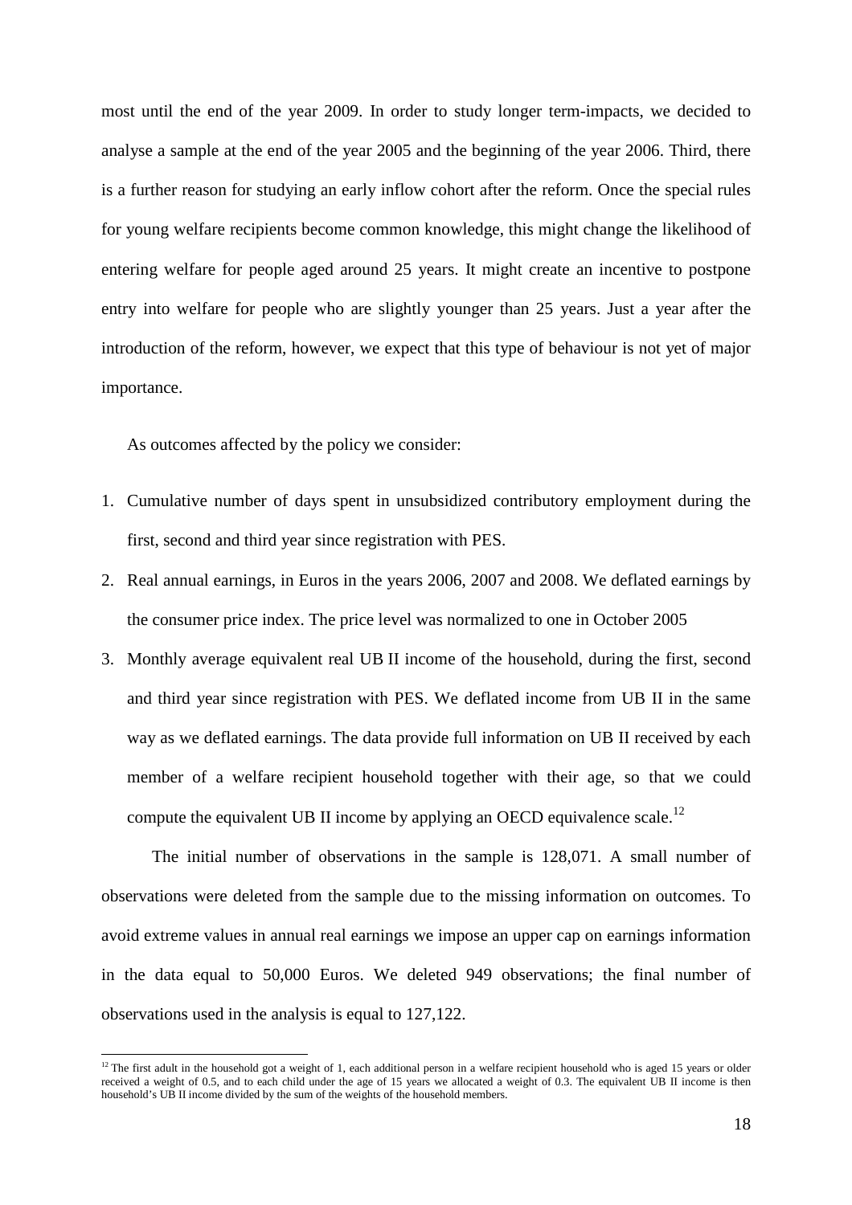most until the end of the year 2009. In order to study longer term-impacts, we decided to analyse a sample at the end of the year 2005 and the beginning of the year 2006. Third, there is a further reason for studying an early inflow cohort after the reform. Once the special rules for young welfare recipients become common knowledge, this might change the likelihood of entering welfare for people aged around 25 years. It might create an incentive to postpone entry into welfare for people who are slightly younger than 25 years. Just a year after the introduction of the reform, however, we expect that this type of behaviour is not yet of major importance.

As outcomes affected by the policy we consider:

1. Cumulative number of days spent in unsubsidized contributory employment during the first, second and third year since registration with PES.
2. Real annual earnings, in Euros in the years 2006, 2007 and 2008. We deflated earnings by the consumer price index. The price level was normalized to one in October 2005
3. Monthly average equivalent real UB II income of the household, during the first, second and third year since registration with PES. We deflated income from UB II in the same way as we deflated earnings. The data provide full information on UB II received by each member of a welfare recipient household together with their age, so that we could compute the equivalent UB II income by applying an OECD equivalence scale.[12]

The initial number of observations in the sample is 128,071. A small number of observations were deleted from the sample due to the missing information on outcomes. To avoid extreme values in annual real earnings we impose an upper cap on earnings information in the data equal to 50,000 Euros. We deleted 949 observations; the final number of observations used in the analysis is equal to 127,122.

[12] The first adult in the household got a weight of 1, each additional person in a welfare recipient household who is aged 15 years or older received a weight of 0.5, and to each child under the age of 15 years we allocated a weight of 0.3. The equivalent UB II income is then household's UB II income divided by the sum of the weights of the household members.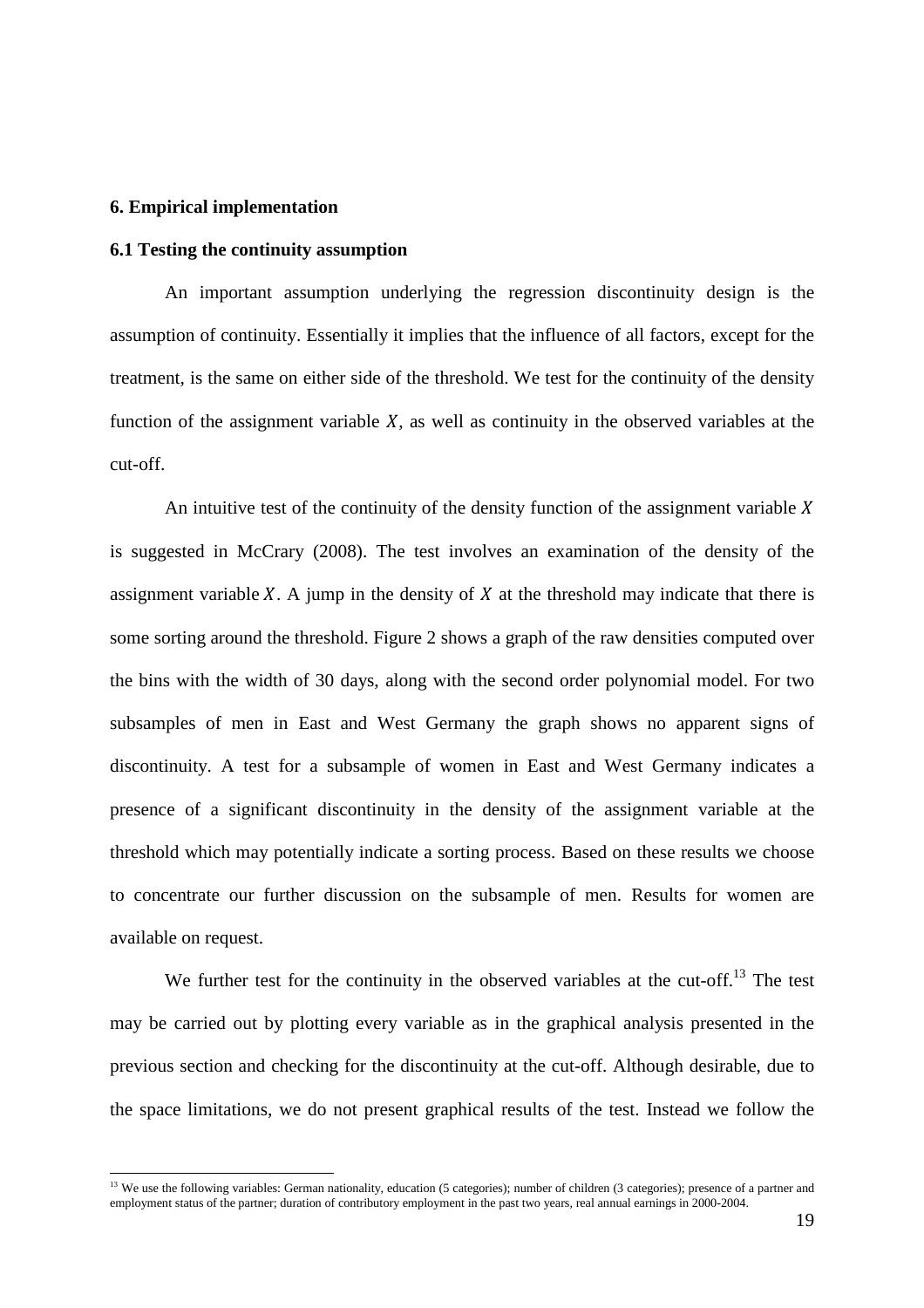## 6. Empirical implementation

### 6.1 Testing the continuity assumption

An important assumption underlying the regression discontinuity design is the assumption of continuity. Essentially it implies that the influence of all factors, except for the treatment, is the same on either side of the threshold. We test for the continuity of the density function of the assignment variable $X$, as well as continuity in the observed variables at the cut-off.

An intuitive test of the continuity of the density function of the assignment variable $X$ is suggested in McCrary (2008). The test involves an examination of the density of the assignment variable $X$. A jump in the density of $X$ at the threshold may indicate that there is some sorting around the threshold. Figure 2 shows a graph of the raw densities computed over the bins with the width of 30 days, along with the second order polynomial model. For two subsamples of men in East and West Germany the graph shows no apparent signs of discontinuity. A test for a subsample of women in East and West Germany indicates a presence of a significant discontinuity in the density of the assignment variable at the threshold which may potentially indicate a sorting process. Based on these results we choose to concentrate our further discussion on the subsample of men. Results for women are available on request.

We further test for the continuity in the observed variables at the cut-off.[13] The test may be carried out by plotting every variable as in the graphical analysis presented in the previous section and checking for the discontinuity at the cut-off. Although desirable, due to the space limitations, we do not present graphical results of the test. Instead we follow the

[13] We use the following variables: German nationality, education (5 categories); number of children (3 categories); presence of a partner and employment status of the partner; duration of contributory employment in the past two years, real annual earnings in 2000-2004.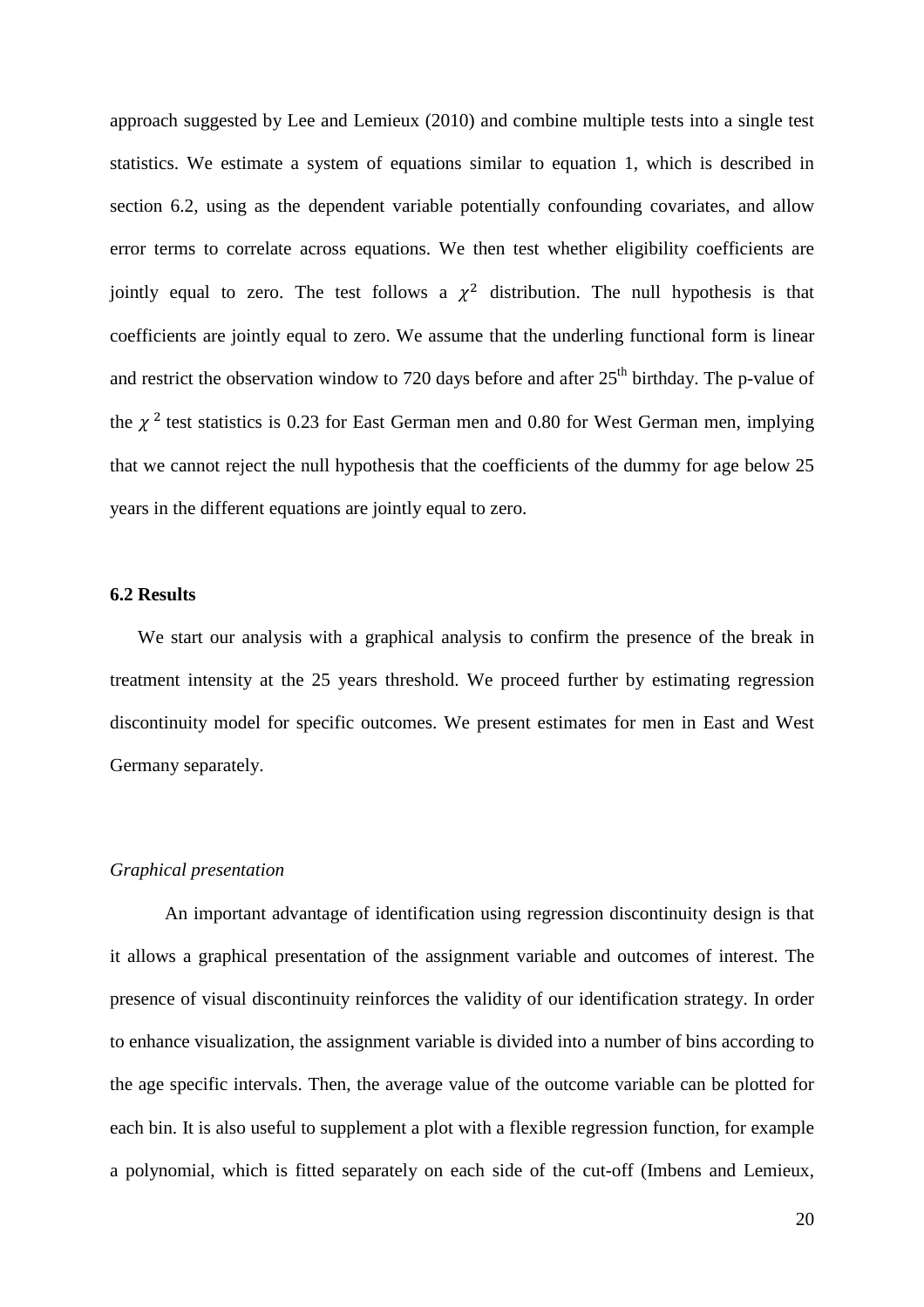approach suggested by Lee and Lemieux (2010) and combine multiple tests into a single test statistics. We estimate a system of equations similar to equation 1, which is described in section 6.2, using as the dependent variable potentially confounding covariates, and allow error terms to correlate across equations. We then test whether eligibility coefficients are jointly equal to zero. The test follows a $\chi^2$ distribution. The null hypothesis is that coefficients are jointly equal to zero. We assume that the underling functional form is linear and restrict the observation window to 720 days before and after 25[th] birthday. The p-value of the $\chi^2$ test statistics is 0.23 for East German men and 0.80 for West German men, implying that we cannot reject the null hypothesis that the coefficients of the dummy for age below 25 years in the different equations are jointly equal to zero.

### 6.2 Results

We start our analysis with a graphical analysis to confirm the presence of the break in treatment intensity at the 25 years threshold. We proceed further by estimating regression discontinuity model for specific outcomes. We present estimates for men in East and West Germany separately.

*Graphical presentation*

An important advantage of identification using regression discontinuity design is that it allows a graphical presentation of the assignment variable and outcomes of interest. The presence of visual discontinuity reinforces the validity of our identification strategy. In order to enhance visualization, the assignment variable is divided into a number of bins according to the age specific intervals. Then, the average value of the outcome variable can be plotted for each bin. It is also useful to supplement a plot with a flexible regression function, for example a polynomial, which is fitted separately on each side of the cut-off (Imbens and Lemieux,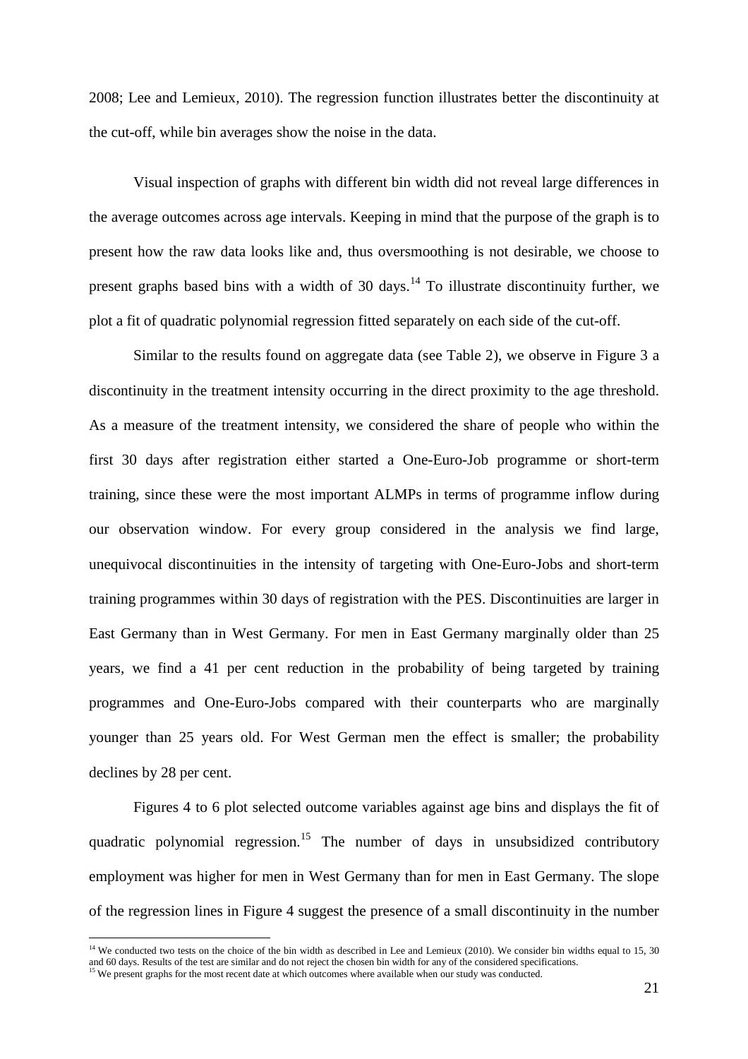2008; Lee and Lemieux, 2010). The regression function illustrates better the discontinuity at the cut-off, while bin averages show the noise in the data.

Visual inspection of graphs with different bin width did not reveal large differences in the average outcomes across age intervals. Keeping in mind that the purpose of the graph is to present how the raw data looks like and, thus oversmoothing is not desirable, we choose to present graphs based bins with a width of 30 days.[14] To illustrate discontinuity further, we plot a fit of quadratic polynomial regression fitted separately on each side of the cut-off.

Similar to the results found on aggregate data (see Table 2), we observe in Figure 3 a discontinuity in the treatment intensity occurring in the direct proximity to the age threshold. As a measure of the treatment intensity, we considered the share of people who within the first 30 days after registration either started a One-Euro-Job programme or short-term training, since these were the most important ALMPs in terms of programme inflow during our observation window. For every group considered in the analysis we find large, unequivocal discontinuities in the intensity of targeting with One-Euro-Jobs and short-term training programmes within 30 days of registration with the PES. Discontinuities are larger in East Germany than in West Germany. For men in East Germany marginally older than 25 years, we find a 41 per cent reduction in the probability of being targeted by training programmes and One-Euro-Jobs compared with their counterparts who are marginally younger than 25 years old. For West German men the effect is smaller; the probability declines by 28 per cent.

Figures 4 to 6 plot selected outcome variables against age bins and displays the fit of quadratic polynomial regression.[15] The number of days in unsubsidized contributory employment was higher for men in West Germany than for men in East Germany. The slope of the regression lines in Figure 4 suggest the presence of a small discontinuity in the number

[14] We conducted two tests on the choice of the bin width as described in Lee and Lemieux (2010). We consider bin widths equal to 15, 30 and 60 days. Results of the test are similar and do not reject the chosen bin width for any of the considered specifications.

[15] We present graphs for the most recent date at which outcomes where available when our study was conducted.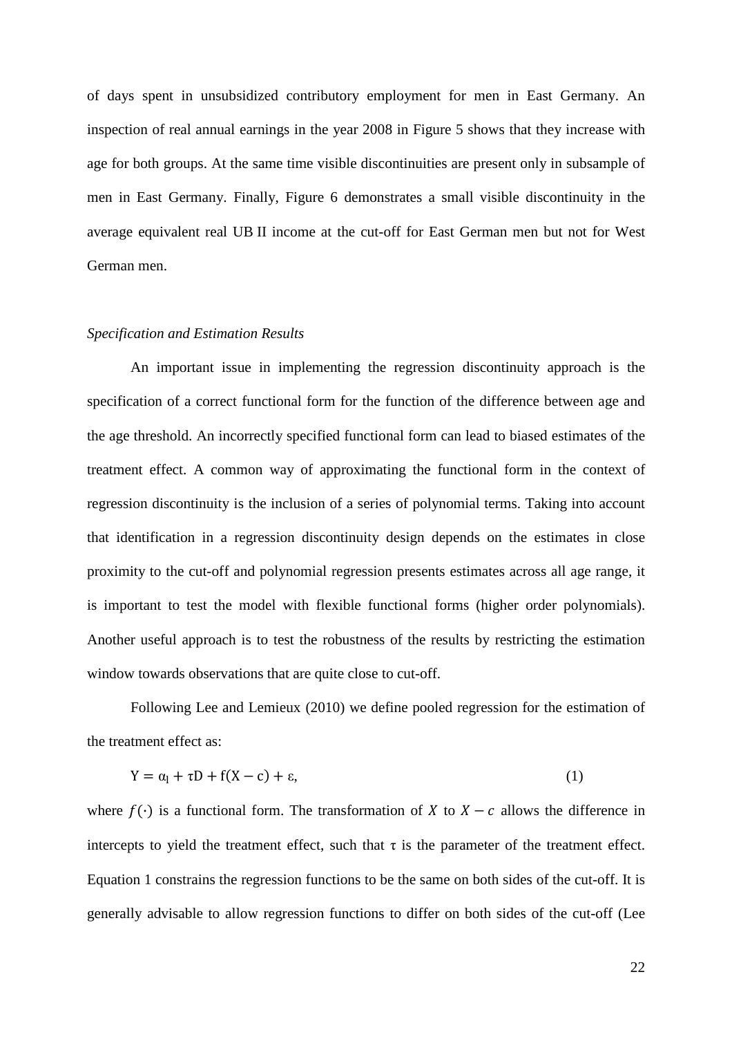of days spent in unsubsidized contributory employment for men in East Germany. An inspection of real annual earnings in the year 2008 in Figure 5 shows that they increase with age for both groups. At the same time visible discontinuities are present only in subsample of men in East Germany. Finally, Figure 6 demonstrates a small visible discontinuity in the average equivalent real UB II income at the cut-off for East German men but not for West German men.

### *Specification and Estimation Results*

An important issue in implementing the regression discontinuity approach is the specification of a correct functional form for the function of the difference between age and the age threshold. An incorrectly specified functional form can lead to biased estimates of the treatment effect. A common way of approximating the functional form in the context of regression discontinuity is the inclusion of a series of polynomial terms. Taking into account that identification in a regression discontinuity design depends on the estimates in close proximity to the cut-off and polynomial regression presents estimates across all age range, it is important to test the model with flexible functional forms (higher order polynomials). Another useful approach is to test the robustness of the results by restricting the estimation window towards observations that are quite close to cut-off.

Following Lee and Lemieux (2010) we define pooled regression for the estimation of the treatment effect as:

$$Y = \alpha_l + \tau D + f(X - c) + \varepsilon, \tag{1}$$

where $f(\cdot)$ is a functional form. The transformation of $X$ to $X - c$ allows the difference in intercepts to yield the treatment effect, such that $\tau$ is the parameter of the treatment effect. Equation 1 constrains the regression functions to be the same on both sides of the cut-off. It is generally advisable to allow regression functions to differ on both sides of the cut-off (Lee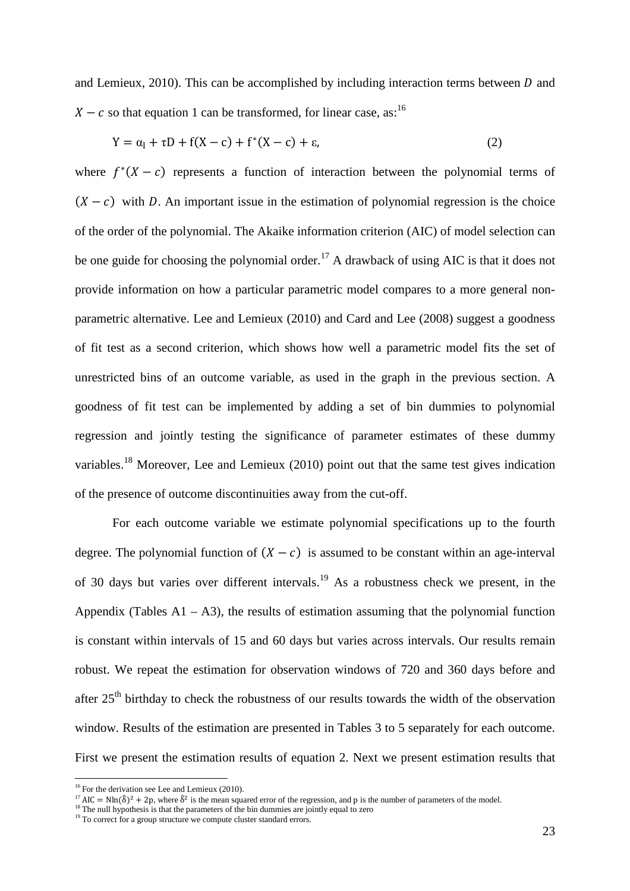and Lemieux, 2010). This can be accomplished by including interaction terms between $D$ and $X - c$ so that equation 1 can be transformed, for linear case, as:[16]

$$Y = \alpha_l + \tau D + f(X - c) + f^*(X - c) + \varepsilon, \qquad (2)$$

where $f^*(X - c)$ represents a function of interaction between the polynomial terms of $(X - c)$ with $D$. An important issue in the estimation of polynomial regression is the choice of the order of the polynomial. The Akaike information criterion (AIC) of model selection can be one guide for choosing the polynomial order.[17] A drawback of using AIC is that it does not provide information on how a particular parametric model compares to a more general non-parametric alternative. Lee and Lemieux (2010) and Card and Lee (2008) suggest a goodness of fit test as a second criterion, which shows how well a parametric model fits the set of unrestricted bins of an outcome variable, as used in the graph in the previous section. A goodness of fit test can be implemented by adding a set of bin dummies to polynomial regression and jointly testing the significance of parameter estimates of these dummy variables.[18] Moreover, Lee and Lemieux (2010) point out that the same test gives indication of the presence of outcome discontinuities away from the cut-off.

For each outcome variable we estimate polynomial specifications up to the fourth degree. The polynomial function of $(X - c)$ is assumed to be constant within an age-interval of 30 days but varies over different intervals.[19] As a robustness check we present, in the Appendix (Tables A1 – A3), the results of estimation assuming that the polynomial function is constant within intervals of 15 and 60 days but varies across intervals. Our results remain robust. We repeat the estimation for observation windows of 720 and 360 days before and after 25th birthday to check the robustness of our results towards the width of the observation window. Results of the estimation are presented in Tables 3 to 5 separately for each outcome. First we present the estimation results of equation 2. Next we present estimation results that

---

[16] For the derivation see Lee and Lemieux (2010).

[17] $AIC = N\ln(\hat{\delta})^2 + 2p$, where $\hat{\delta}^2$ is the mean squared error of the regression, and p is the number of parameters of the model.

[18] The null hypothesis is that the parameters of the bin dummies are jointly equal to zero

[19] To correct for a group structure we compute cluster standard errors.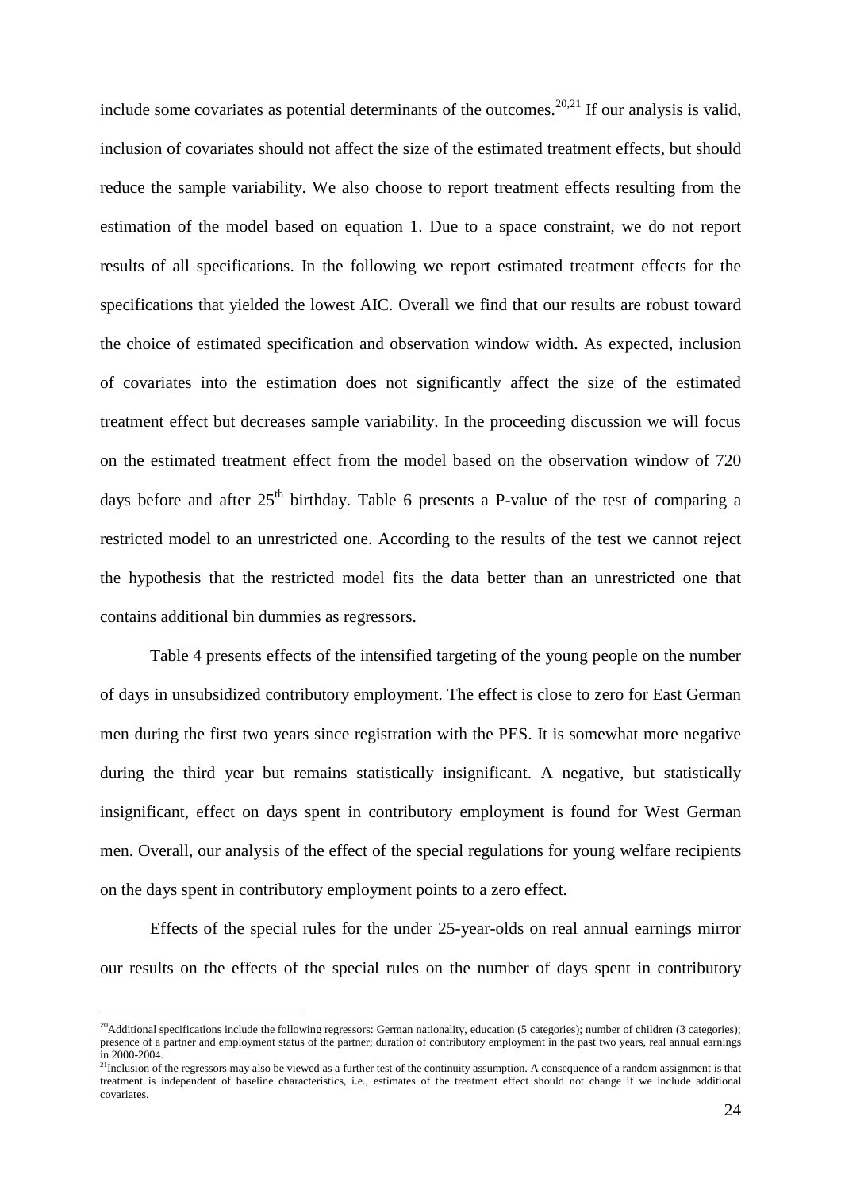include some covariates as potential determinants of the outcomes.[20,21] If our analysis is valid, inclusion of covariates should not affect the size of the estimated treatment effects, but should reduce the sample variability. We also choose to report treatment effects resulting from the estimation of the model based on equation 1. Due to a space constraint, we do not report results of all specifications. In the following we report estimated treatment effects for the specifications that yielded the lowest AIC. Overall we find that our results are robust toward the choice of estimated specification and observation window width. As expected, inclusion of covariates into the estimation does not significantly affect the size of the estimated treatment effect but decreases sample variability. In the proceeding discussion we will focus on the estimated treatment effect from the model based on the observation window of 720 days before and after 25th birthday. Table 6 presents a P-value of the test of comparing a restricted model to an unrestricted one. According to the results of the test we cannot reject the hypothesis that the restricted model fits the data better than an unrestricted one that contains additional bin dummies as regressors.

Table 4 presents effects of the intensified targeting of the young people on the number of days in unsubsidized contributory employment. The effect is close to zero for East German men during the first two years since registration with the PES. It is somewhat more negative during the third year but remains statistically insignificant. A negative, but statistically insignificant, effect on days spent in contributory employment is found for West German men. Overall, our analysis of the effect of the special regulations for young welfare recipients on the days spent in contributory employment points to a zero effect.

Effects of the special rules for the under 25-year-olds on real annual earnings mirror our results on the effects of the special rules on the number of days spent in contributory

[20] Additional specifications include the following regressors: German nationality, education (5 categories); number of children (3 categories); presence of a partner and employment status of the partner; duration of contributory employment in the past two years, real annual earnings in 2000-2004.

[21] Inclusion of the regressors may also be viewed as a further test of the continuity assumption. A consequence of a random assignment is that treatment is independent of baseline characteristics, i.e., estimates of the treatment effect should not change if we include additional covariates.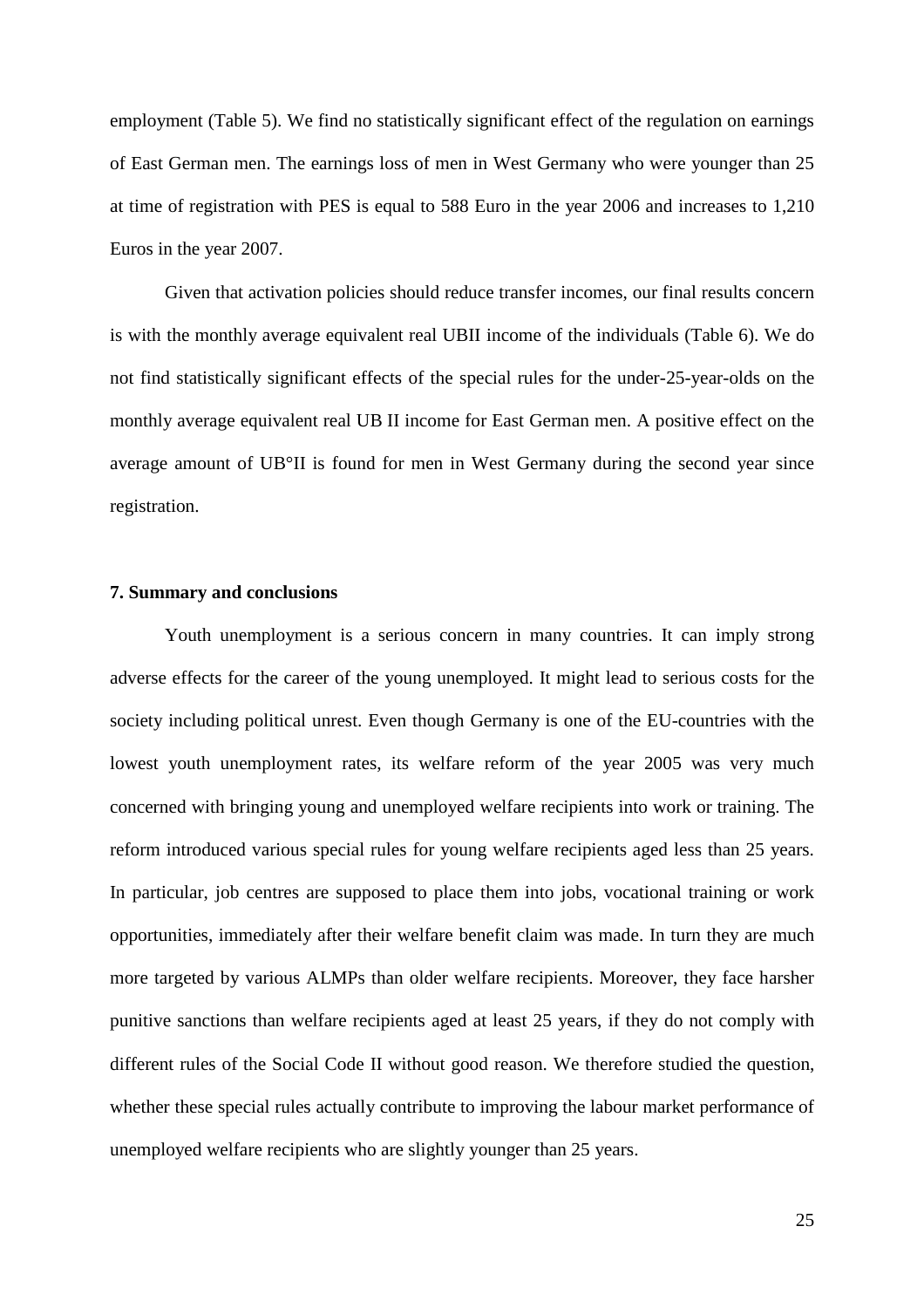employment (Table 5). We find no statistically significant effect of the regulation on earnings of East German men. The earnings loss of men in West Germany who were younger than 25 at time of registration with PES is equal to 588 Euro in the year 2006 and increases to 1,210 Euros in the year 2007.

Given that activation policies should reduce transfer incomes, our final results concern is with the monthly average equivalent real UBII income of the individuals (Table 6). We do not find statistically significant effects of the special rules for the under-25-year-olds on the monthly average equivalent real UB II income for East German men. A positive effect on the average amount of UB°II is found for men in West Germany during the second year since registration.

### 7. Summary and conclusions

Youth unemployment is a serious concern in many countries. It can imply strong adverse effects for the career of the young unemployed. It might lead to serious costs for the society including political unrest. Even though Germany is one of the EU-countries with the lowest youth unemployment rates, its welfare reform of the year 2005 was very much concerned with bringing young and unemployed welfare recipients into work or training. The reform introduced various special rules for young welfare recipients aged less than 25 years. In particular, job centres are supposed to place them into jobs, vocational training or work opportunities, immediately after their welfare benefit claim was made. In turn they are much more targeted by various ALMPs than older welfare recipients. Moreover, they face harsher punitive sanctions than welfare recipients aged at least 25 years, if they do not comply with different rules of the Social Code II without good reason. We therefore studied the question, whether these special rules actually contribute to improving the labour market performance of unemployed welfare recipients who are slightly younger than 25 years.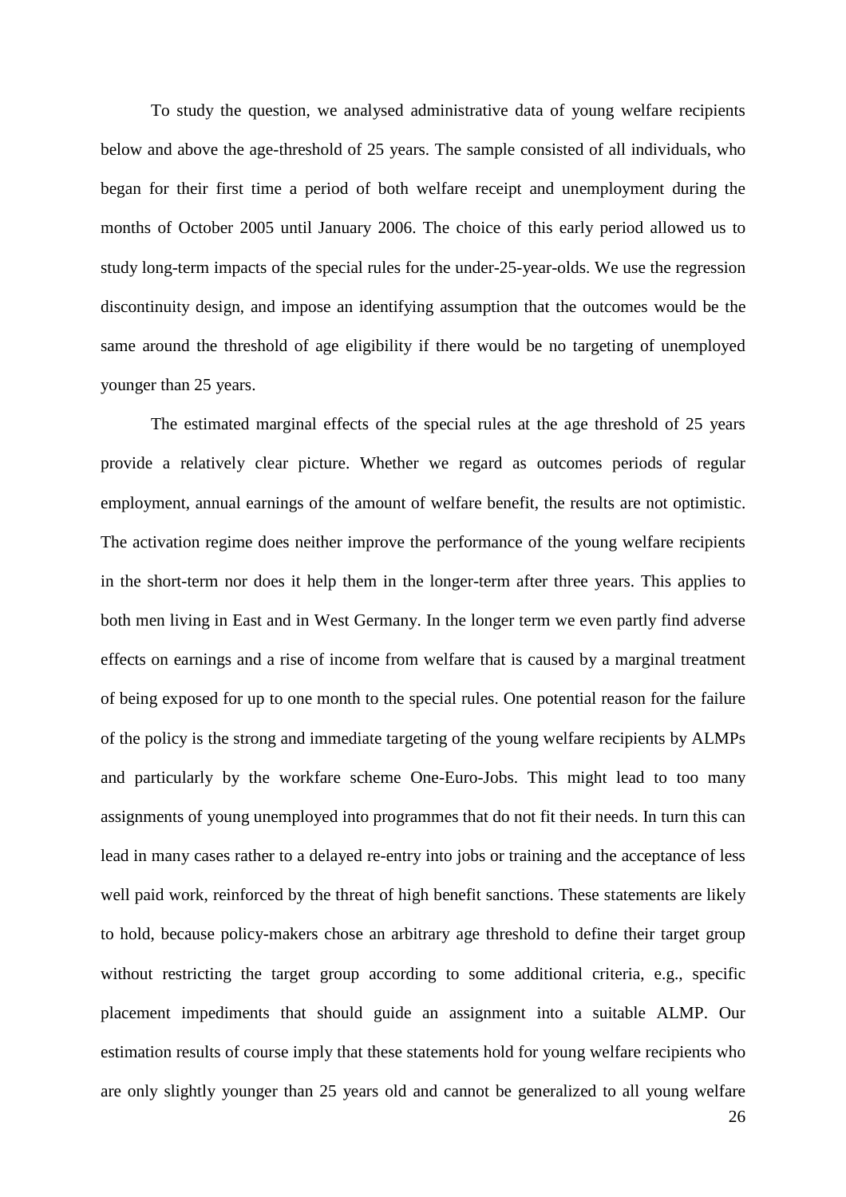To study the question, we analysed administrative data of young welfare recipients below and above the age-threshold of 25 years. The sample consisted of all individuals, who began for their first time a period of both welfare receipt and unemployment during the months of October 2005 until January 2006. The choice of this early period allowed us to study long-term impacts of the special rules for the under-25-year-olds. We use the regression discontinuity design, and impose an identifying assumption that the outcomes would be the same around the threshold of age eligibility if there would be no targeting of unemployed younger than 25 years.

The estimated marginal effects of the special rules at the age threshold of 25 years provide a relatively clear picture. Whether we regard as outcomes periods of regular employment, annual earnings of the amount of welfare benefit, the results are not optimistic. The activation regime does neither improve the performance of the young welfare recipients in the short-term nor does it help them in the longer-term after three years. This applies to both men living in East and in West Germany. In the longer term we even partly find adverse effects on earnings and a rise of income from welfare that is caused by a marginal treatment of being exposed for up to one month to the special rules. One potential reason for the failure of the policy is the strong and immediate targeting of the young welfare recipients by ALMPs and particularly by the workfare scheme One-Euro-Jobs. This might lead to too many assignments of young unemployed into programmes that do not fit their needs. In turn this can lead in many cases rather to a delayed re-entry into jobs or training and the acceptance of less well paid work, reinforced by the threat of high benefit sanctions. These statements are likely to hold, because policy-makers chose an arbitrary age threshold to define their target group without restricting the target group according to some additional criteria, e.g., specific placement impediments that should guide an assignment into a suitable ALMP. Our estimation results of course imply that these statements hold for young welfare recipients who are only slightly younger than 25 years old and cannot be generalized to all young welfare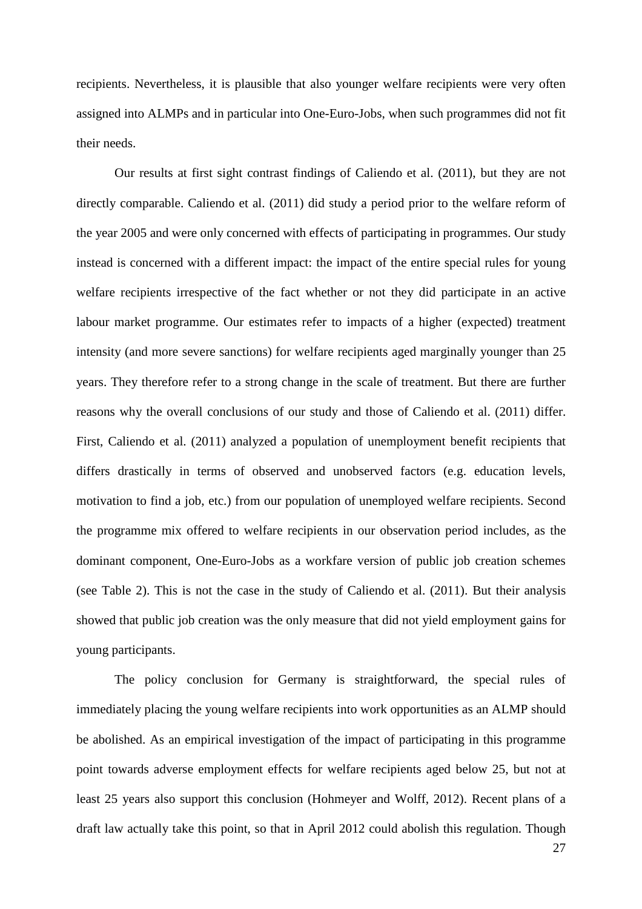recipients. Nevertheless, it is plausible that also younger welfare recipients were very often assigned into ALMPs and in particular into One-Euro-Jobs, when such programmes did not fit their needs.

Our results at first sight contrast findings of Caliendo et al. (2011), but they are not directly comparable. Caliendo et al. (2011) did study a period prior to the welfare reform of the year 2005 and were only concerned with effects of participating in programmes. Our study instead is concerned with a different impact: the impact of the entire special rules for young welfare recipients irrespective of the fact whether or not they did participate in an active labour market programme. Our estimates refer to impacts of a higher (expected) treatment intensity (and more severe sanctions) for welfare recipients aged marginally younger than 25 years. They therefore refer to a strong change in the scale of treatment. But there are further reasons why the overall conclusions of our study and those of Caliendo et al. (2011) differ. First, Caliendo et al. (2011) analyzed a population of unemployment benefit recipients that differs drastically in terms of observed and unobserved factors (e.g. education levels, motivation to find a job, etc.) from our population of unemployed welfare recipients. Second the programme mix offered to welfare recipients in our observation period includes, as the dominant component, One-Euro-Jobs as a workfare version of public job creation schemes (see Table 2). This is not the case in the study of Caliendo et al. (2011). But their analysis showed that public job creation was the only measure that did not yield employment gains for young participants.

The policy conclusion for Germany is straightforward, the special rules of immediately placing the young welfare recipients into work opportunities as an ALMP should be abolished. As an empirical investigation of the impact of participating in this programme point towards adverse employment effects for welfare recipients aged below 25, but not at least 25 years also support this conclusion (Hohmeyer and Wolff, 2012). Recent plans of a draft law actually take this point, so that in April 2012 could abolish this regulation. Though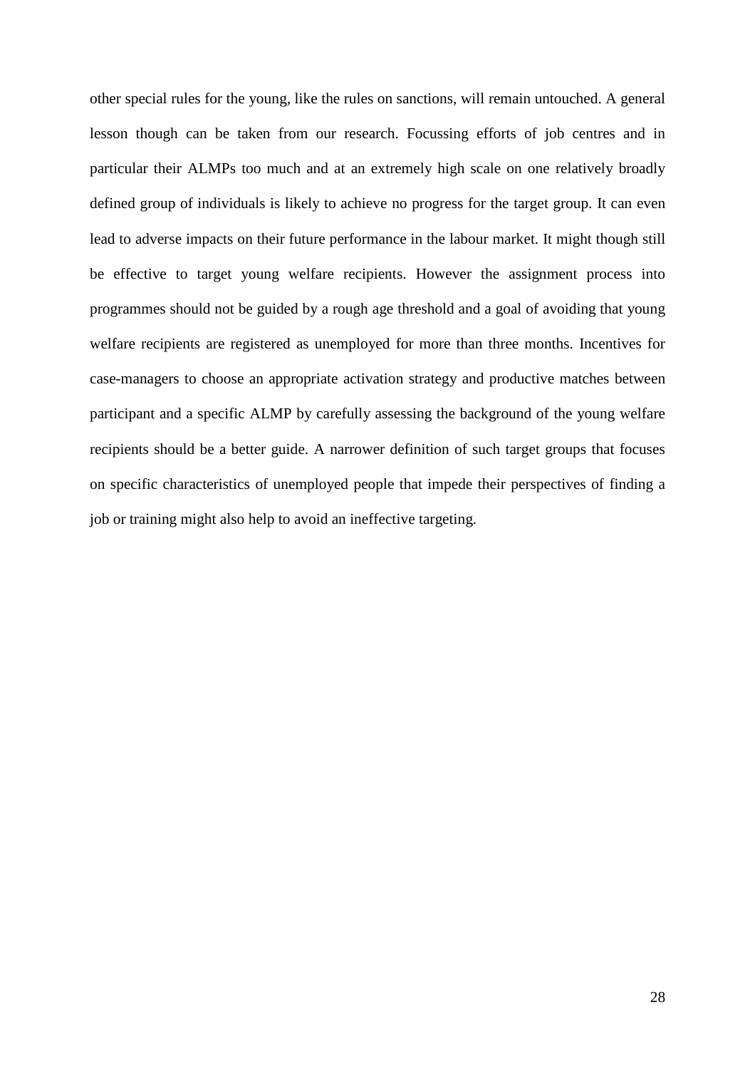other special rules for the young, like the rules on sanctions, will remain untouched. A general lesson though can be taken from our research. Focussing efforts of job centres and in particular their ALMPs too much and at an extremely high scale on one relatively broadly defined group of individuals is likely to achieve no progress for the target group. It can even lead to adverse impacts on their future performance in the labour market. It might though still be effective to target young welfare recipients. However the assignment process into programmes should not be guided by a rough age threshold and a goal of avoiding that young welfare recipients are registered as unemployed for more than three months. Incentives for case-managers to choose an appropriate activation strategy and productive matches between participant and a specific ALMP by carefully assessing the background of the young welfare recipients should be a better guide. A narrower definition of such target groups that focuses on specific characteristics of unemployed people that impede their perspectives of finding a job or training might also help to avoid an ineffective targeting.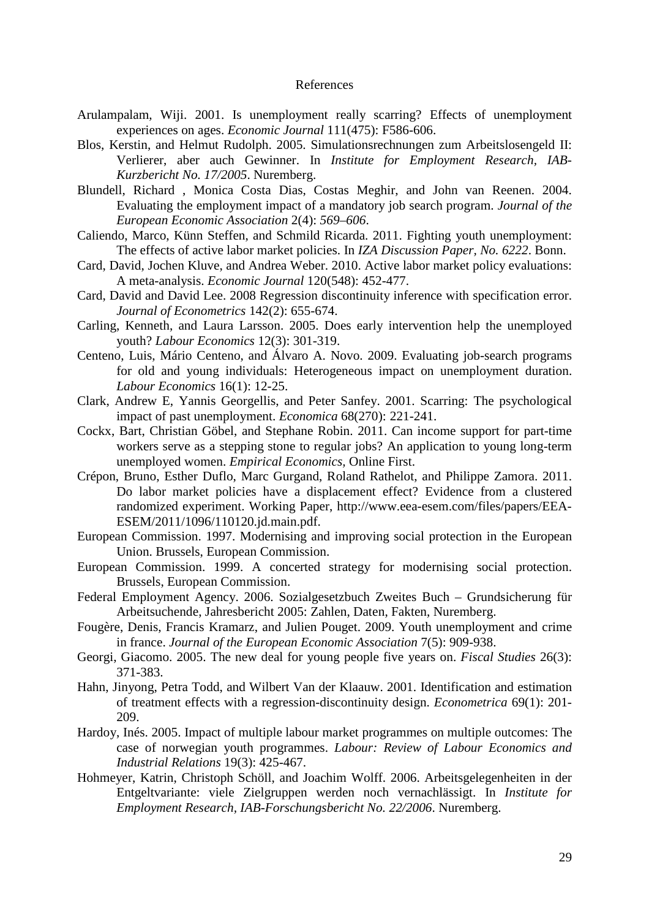# References

Arulampalam, Wiji. 2001. Is unemployment really scarring? Effects of unemployment experiences on ages. *Economic Journal* 111(475): F586-606.

Blos, Kerstin, and Helmut Rudolph. 2005. Simulationsrechnungen zum Arbeitslosengeld II: Verlierer, aber auch Gewinner. In *Institute for Employment Research, IAB-Kurzbericht No. 17/2005*. Nuremberg.

Blundell, Richard , Monica Costa Dias, Costas Meghir, and John van Reenen. 2004. Evaluating the employment impact of a mandatory job search program. *Journal of the European Economic Association* 2(4): *569–606*.

Caliendo, Marco, Künn Steffen, and Schmild Ricarda. 2011. Fighting youth unemployment: The effects of active labor market policies. In *IZA Discussion Paper, No. 6222*. Bonn.

Card, David, Jochen Kluve, and Andrea Weber. 2010. Active labor market policy evaluations: A meta-analysis. *Economic Journal* 120(548): 452-477.

Card, David and David Lee. 2008 Regression discontinuity inference with specification error. *Journal of Econometrics* 142(2): 655-674.

Carling, Kenneth, and Laura Larsson. 2005. Does early intervention help the unemployed youth? *Labour Economics* 12(3): 301-319.

Centeno, Luis, Mário Centeno, and Álvaro A. Novo. 2009. Evaluating job-search programs for old and young individuals: Heterogeneous impact on unemployment duration. *Labour Economics* 16(1): 12-25.

Clark, Andrew E, Yannis Georgellis, and Peter Sanfey. 2001. Scarring: The psychological impact of past unemployment. *Economica* 68(270): 221-241.

Cockx, Bart, Christian Göbel, and Stephane Robin. 2011. Can income support for part-time workers serve as a stepping stone to regular jobs? An application to young long-term unemployed women. *Empirical Economics*, Online First.

Crépon, Bruno, Esther Duflo, Marc Gurgand, Roland Rathelot, and Philippe Zamora. 2011. Do labor market policies have a displacement effect? Evidence from a clustered randomized experiment. Working Paper, http://www.eea-esem.com/files/papers/EEA-ESEM/2011/1096/110120.jd.main.pdf.

European Commission. 1997. Modernising and improving social protection in the European Union. Brussels, European Commission.

European Commission. 1999. A concerted strategy for modernising social protection. Brussels, European Commission.

Federal Employment Agency. 2006. Sozialgesetzbuch Zweites Buch – Grundsicherung für Arbeitsuchende, Jahresbericht 2005: Zahlen, Daten, Fakten, Nuremberg.

Fougère, Denis, Francis Kramarz, and Julien Pouget. 2009. Youth unemployment and crime in france. *Journal of the European Economic Association* 7(5): 909-938.

Georgi, Giacomo. 2005. The new deal for young people five years on. *Fiscal Studies* 26(3): 371-383.

Hahn, Jinyong, Petra Todd, and Wilbert Van der Klaauw. 2001. Identification and estimation of treatment effects with a regression-discontinuity design. *Econometrica* 69(1): 201-209.

Hardoy, Inés. 2005. Impact of multiple labour market programmes on multiple outcomes: The case of norwegian youth programmes. *Labour: Review of Labour Economics and Industrial Relations* 19(3): 425-467.

Hohmeyer, Katrin, Christoph Schöll, and Joachim Wolff. 2006. Arbeitsgelegenheiten in der Entgeltvariante: viele Zielgruppen werden noch vernachlässigt. In *Institute for Employment Research, IAB-Forschungsbericht No. 22/2006*. Nuremberg.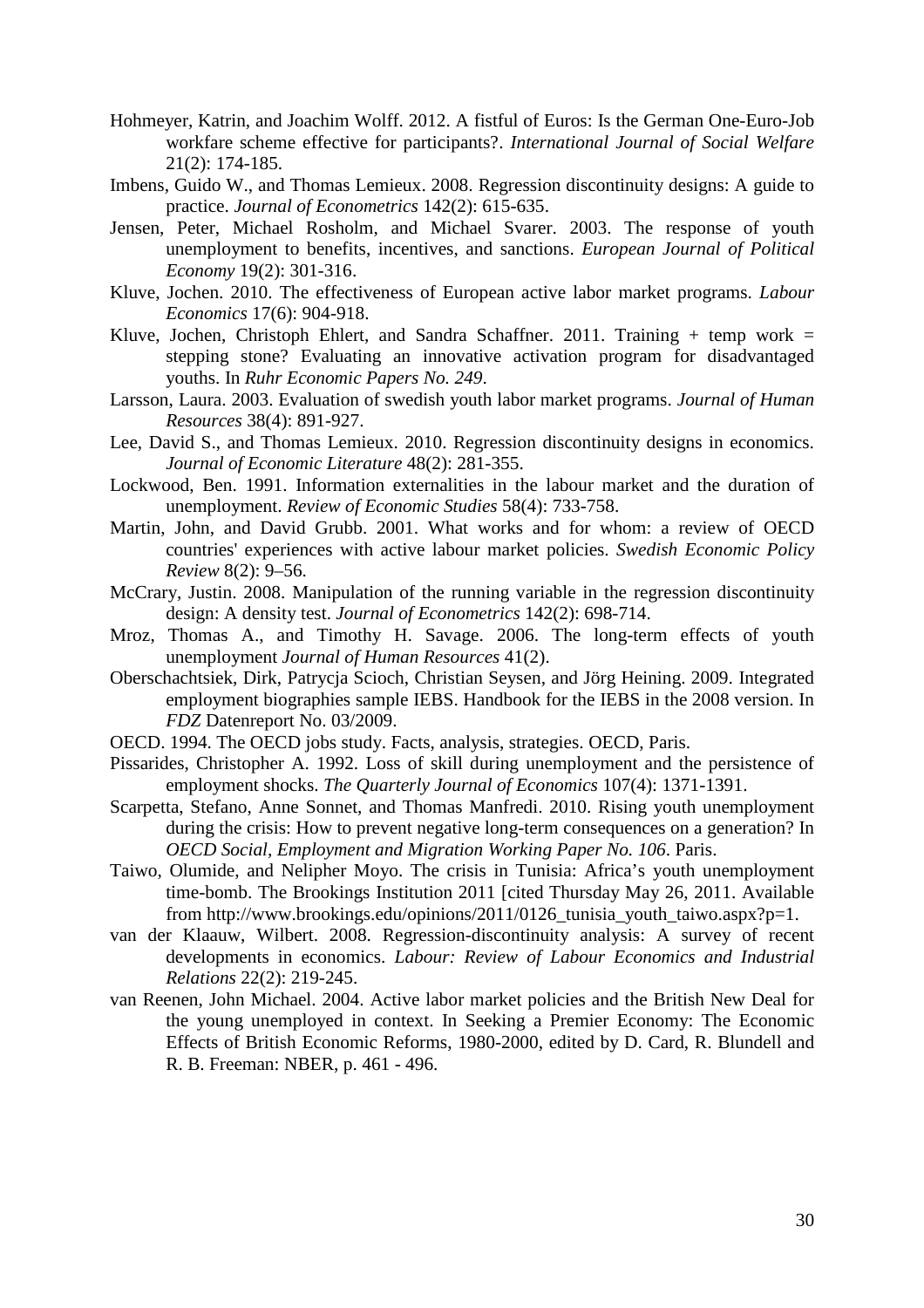Hohmeyer, Katrin, and Joachim Wolff. 2012. A fistful of Euros: Is the German One-Euro-Job workfare scheme effective for participants?. *International Journal of Social Welfare* 21(2): 174-185.

Imbens, Guido W., and Thomas Lemieux. 2008. Regression discontinuity designs: A guide to practice. *Journal of Econometrics* 142(2): 615-635.

Jensen, Peter, Michael Rosholm, and Michael Svarer. 2003. The response of youth unemployment to benefits, incentives, and sanctions. *European Journal of Political Economy* 19(2): 301-316.

Kluve, Jochen. 2010. The effectiveness of European active labor market programs. *Labour Economics* 17(6): 904-918.

Kluve, Jochen, Christoph Ehlert, and Sandra Schaffner. 2011. Training + temp work = stepping stone? Evaluating an innovative activation program for disadvantaged youths. In *Ruhr Economic Papers No. 249*.

Larsson, Laura. 2003. Evaluation of swedish youth labor market programs. *Journal of Human Resources* 38(4): 891-927.

Lee, David S., and Thomas Lemieux. 2010. Regression discontinuity designs in economics. *Journal of Economic Literature* 48(2): 281-355.

Lockwood, Ben. 1991. Information externalities in the labour market and the duration of unemployment. *Review of Economic Studies* 58(4): 733-758.

Martin, John, and David Grubb. 2001. What works and for whom: a review of OECD countries' experiences with active labour market policies. *Swedish Economic Policy Review* 8(2): 9–56.

McCrary, Justin. 2008. Manipulation of the running variable in the regression discontinuity design: A density test. *Journal of Econometrics* 142(2): 698-714.

Mroz, Thomas A., and Timothy H. Savage. 2006. The long-term effects of youth unemployment *Journal of Human Resources* 41(2).

Oberschachtsiek, Dirk, Patrycja Scioch, Christian Seysen, and Jörg Heining. 2009. Integrated employment biographies sample IEBS. Handbook for the IEBS in the 2008 version. In *FDZ* Datenreport No. 03/2009.

OECD. 1994. The OECD jobs study. Facts, analysis, strategies. OECD, Paris.

Pissarides, Christopher A. 1992. Loss of skill during unemployment and the persistence of employment shocks. *The Quarterly Journal of Economics* 107(4): 1371-1391.

Scarpetta, Stefano, Anne Sonnet, and Thomas Manfredi. 2010. Rising youth unemployment during the crisis: How to prevent negative long-term consequences on a generation? In *OECD Social, Employment and Migration Working Paper No. 106*. Paris.

Taiwo, Olumide, and Nelipher Moyo. The crisis in Tunisia: Africa's youth unemployment time-bomb. The Brookings Institution 2011 [cited Thursday May 26, 2011. Available from http://www.brookings.edu/opinions/2011/0126_tunisia_youth_taiwo.aspx?p=1.

van der Klaauw, Wilbert. 2008. Regression-discontinuity analysis: A survey of recent developments in economics. *Labour: Review of Labour Economics and Industrial Relations* 22(2): 219-245.

van Reenen, John Michael. 2004. Active labor market policies and the British New Deal for the young unemployed in context. In Seeking a Premier Economy: The Economic Effects of British Economic Reforms, 1980-2000, edited by D. Card, R. Blundell and R. B. Freeman: NBER, p. 461 - 496.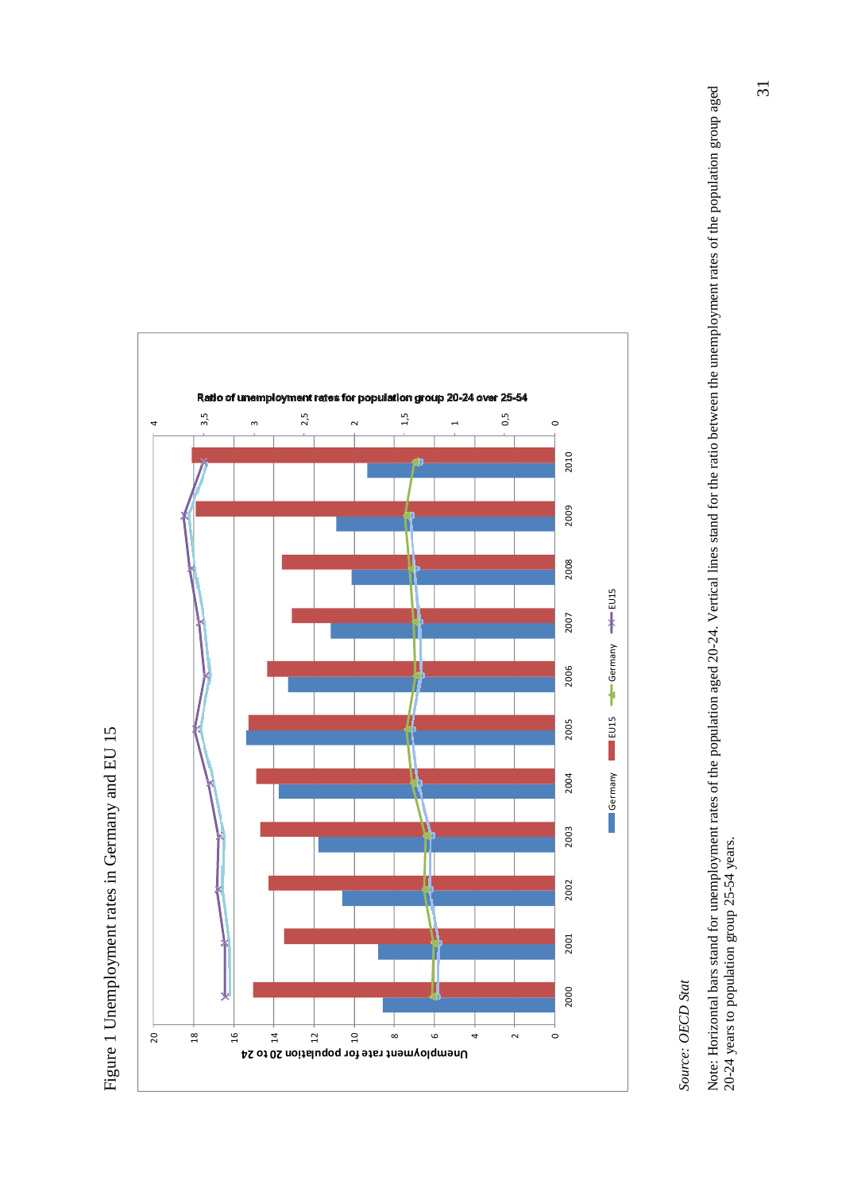Figure 1 Unemployment rates in Germany and EU 15

*Source: OECD Stat*

Note: Horizontal bars stand for unemployment rates of the population aged 20-24. Vertical lines stand for the ratio between the unemployment rates of the population group aged 20-24 years to population group 25-54 years.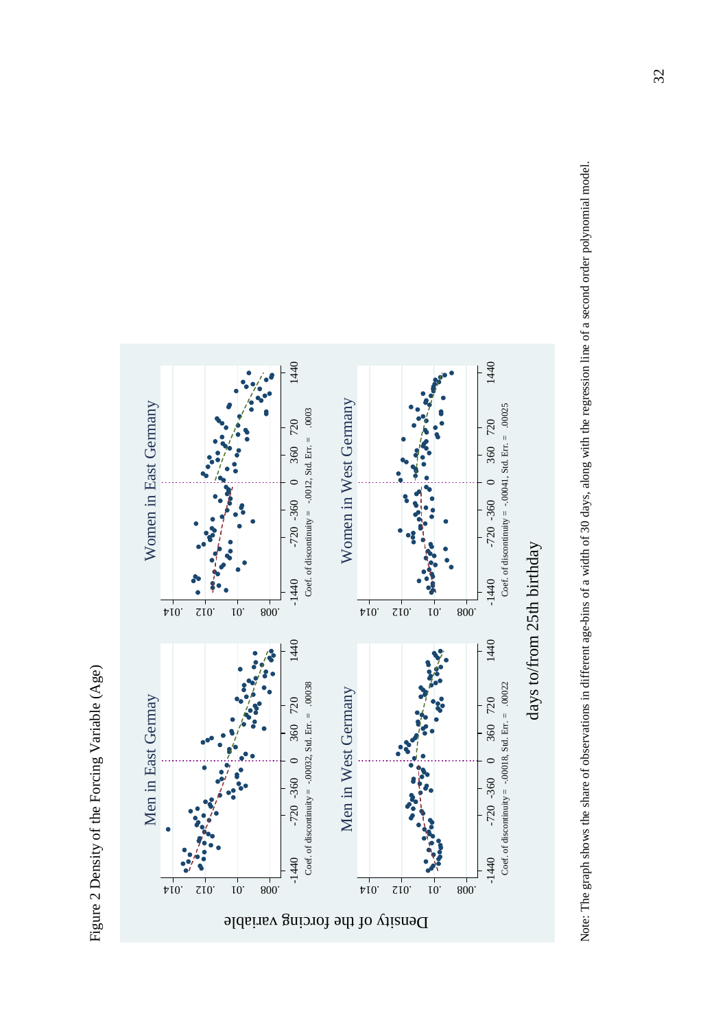Figure 2 Density of the Forcing Variable (Age)

Men in East Germay — Coef. of discontinuity = -.00032, Std. Err. = .00038

Women in East Germany — Coef. of discontinuity = -.0012, Std. Err. = .0003

Men in West Germany — Coef. of discontinuity = -.00018, Std. Err. = .00022

Women in West Germany — Coef. of discontinuity = -.00041, Std. Err. = .00025

Density of the forcing variable

days to/from 25th birthday

Note: The graph shows the share of observations in different age-bins of a width of 30 days, along with the regression line of a second order polynomial model.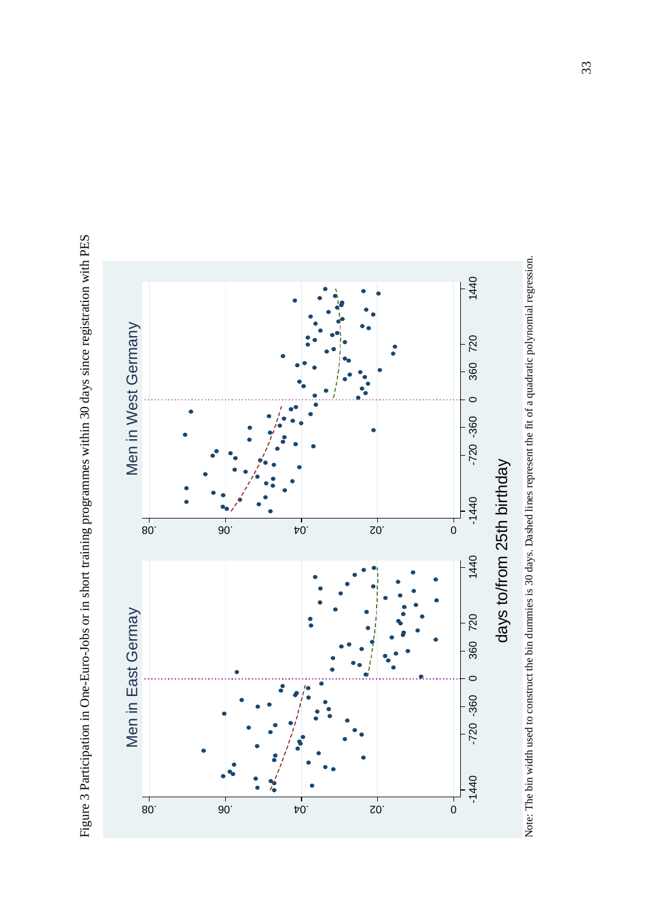Figure 3 Participation in One-Euro-Jobs or in short training programmes within 30 days since registration with PES

Note: The bin width used to construct the bin dummies is 30 days. Dashed lines represent the fit of a quadratic polynomial regression.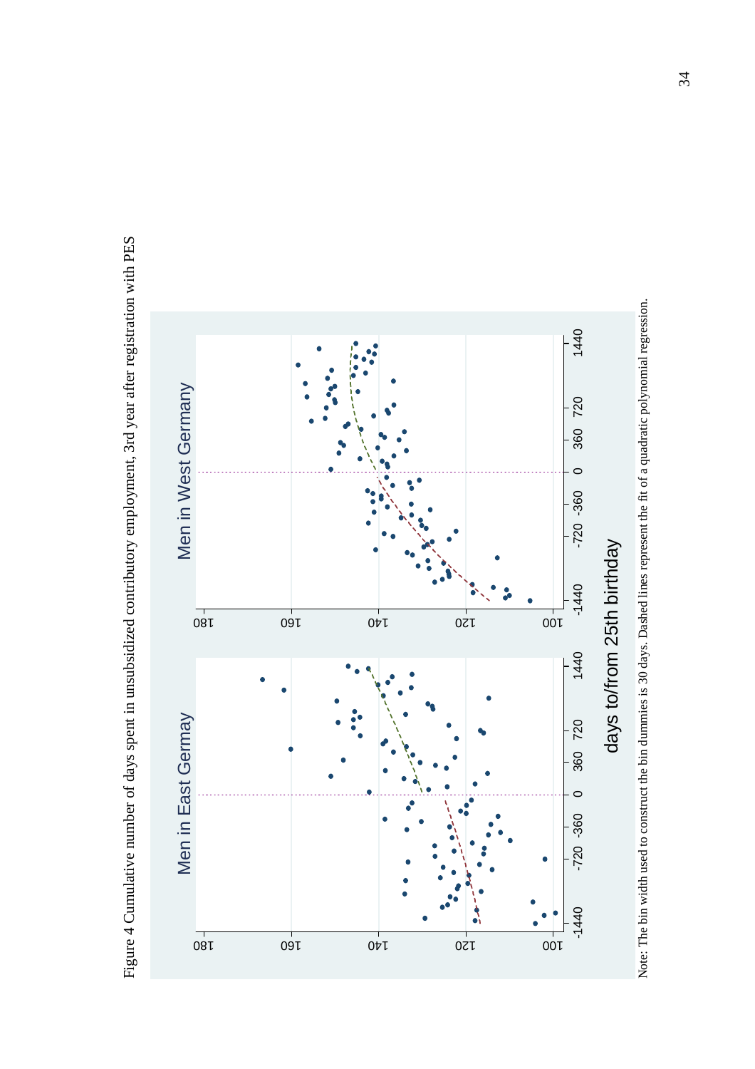Figure 4 Cumulative number of days spent in unsubsidized contributory employment, 3rd year after registration with PES

Men in East Germany

Men in West Germany

days to/from 25th birthday

Note: The bin width used to construct the bin dummies is 30 days. Dashed lines represent the fit of a quadratic polynomial regression.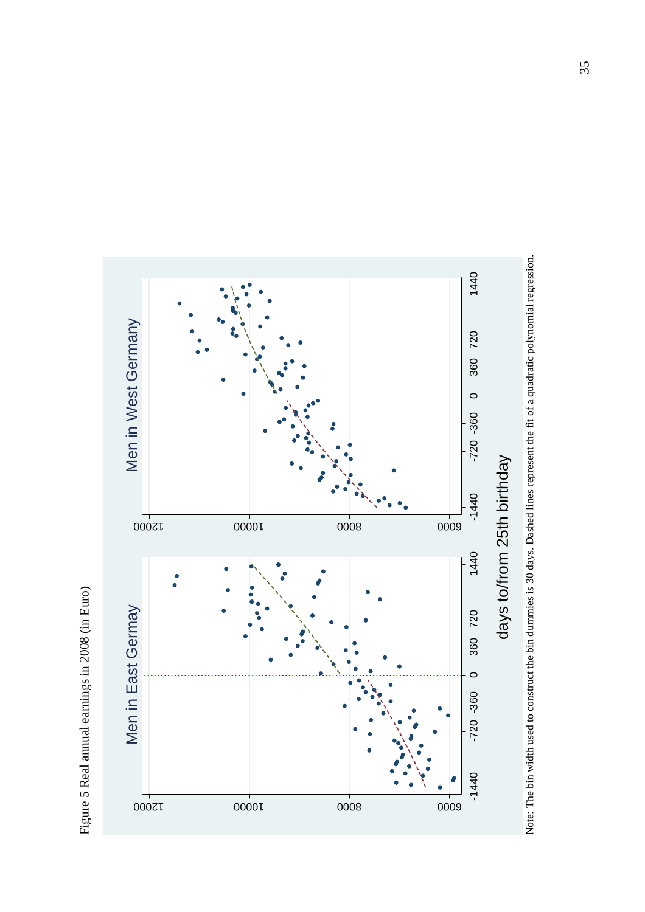Figure 5 Real annual earnings in 2008 (in Euro)

Men in East Germay

Men in West Germany

days to/from 25th birthday

Note: The bin width used to construct the bin dummies is 30 days. Dashed lines represent the fit of a quadratic polynomial regression.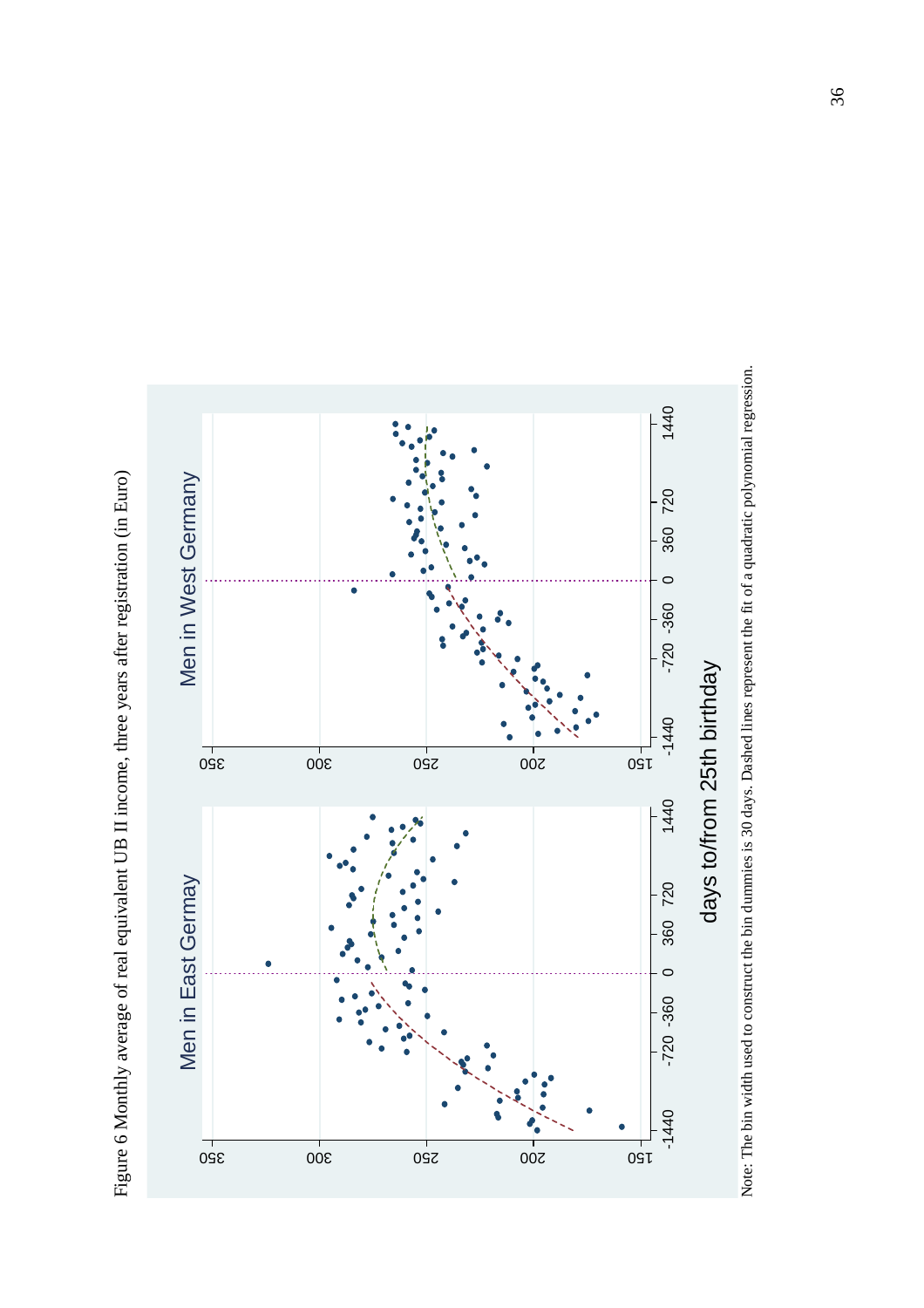Figure 6 Monthly average of real equivalent UB II income, three years after registration (in Euro)

Note: The bin width used to construct the bin dummies is 30 days. Dashed lines represent the fit of a quadratic polynomial regression.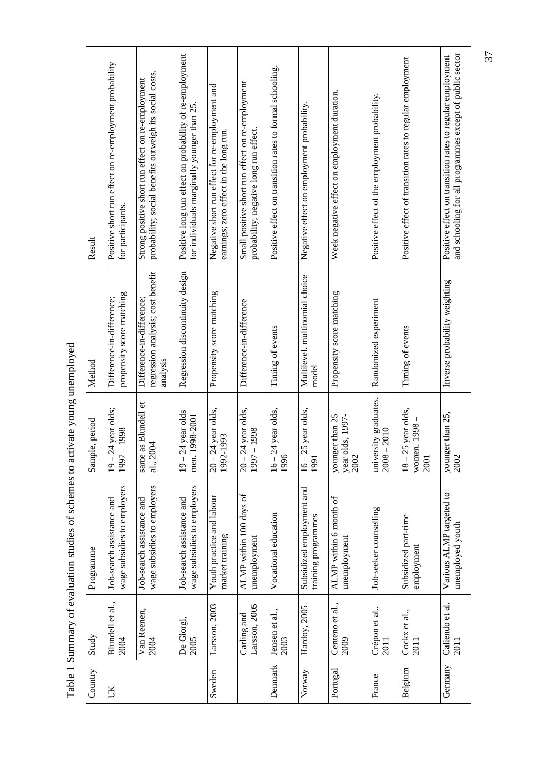Table 1 Summary of evaluation studies of schemes to activate young unemployed

| Country | Study | Programme | Sample, period | Method | Result |
|---|---|---|---|---|---|
| UK | Blundell et al., 2004 | Job-search assistance and wage subsidies to employers | 19 – 24 year olds; 1997 – 1998 | Difference-in-difference; propensity score matching | Positive short run effect on re-employment probability for participants. |
| | Van Reenen, 2004 | Job-search assistance and wage subsidies to employers | same as Blundell et al., 2004 | Difference-in-difference; regression analysis; cost benefit analysis | Strong positive short run effect on re-employment probability; social benefits outweigh its social costs. |
| | De Giorgi, 2005 | Job-search assistance and wage subsidies to employers | 19 – 24 year olds men, 1998-2001 | Regression discontinuity design | Positive long run effect on probability of re-employment for individuals marginally younger than 25. |
| Sweden | Larsson, 2003 | Youth practice and labour market training | 20 – 24 year olds, 1992-1993 | Propensity score matching | Negative short run effect for re-employment and earnings; zero effect in the long run. |
| | Carling and Larsson, 2005 | ALMP within 100 days of unemployment | 20 – 24 year olds, 1997 – 1998 | Difference-in-difference | Small positive short run effect on re-employment probability, negative long run effect. |
| Denmark | Jensen et al., 2003 | Vocational education | 16 – 24 year olds, 1996 | Timing of events | Positive effect on transition rates to formal schooling. |
| Norway | Hardoy, 2005 | Subsidized employment and training programmes | 16 – 25 year olds, 1991 | Multilevel, multinomial choice model | Negative effect on employment probability. |
| Portugal | Centeno et al., 2009 | ALMP within 6 month of unemployment | younger than 25 year olds, 1997-2002 | Propensity score matching | Week negative effect on employment duration. |
| France | Crépon et al., 2011 | Job-seeker counselling | university graduates, 2008 – 2010 | Randomized experiment | Positive effect of the employment probability. |
| Belgium | Cockx et al., 2011 | Subsidized part-time employment | 18 – 25 year olds, women, 1998 – 2001 | Timing of events | Positive effect of transition rates to regular employment |
| Germany | Caliendo et al. 2011 | Various ALMP targeted to unemployed youth | younger than 25, 2002 | Inverse probability weighting | Positive effect on transition rates to regular employment and schooling for all programmes except of public sector |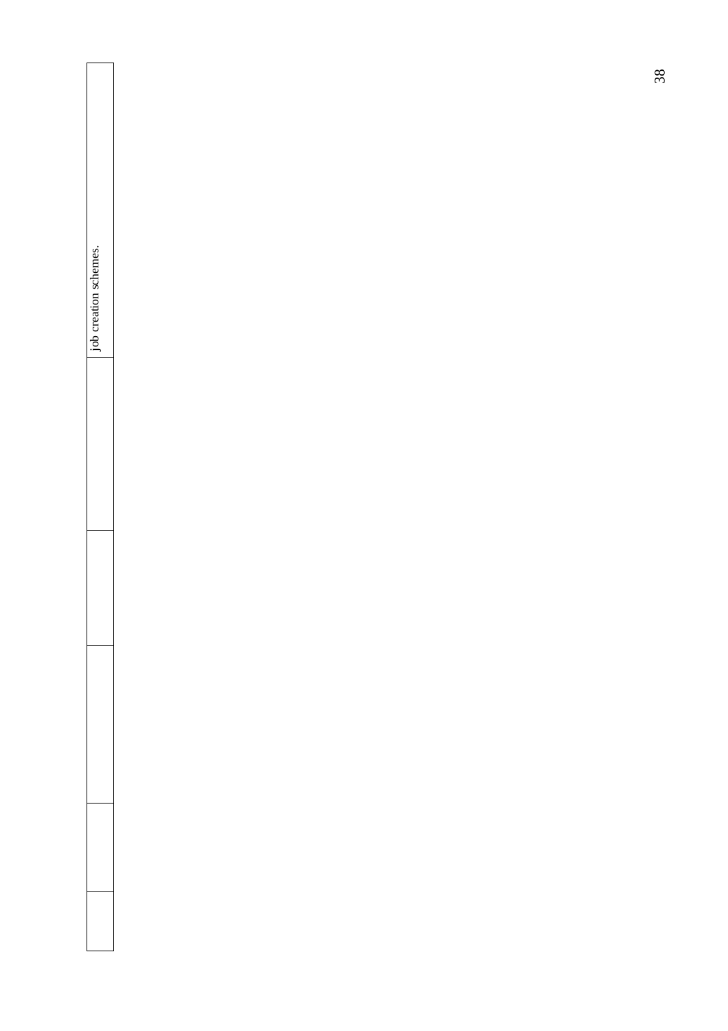| | | | | | |
|---|---|---|---|---|---|
| job creation schemes. | | | | | |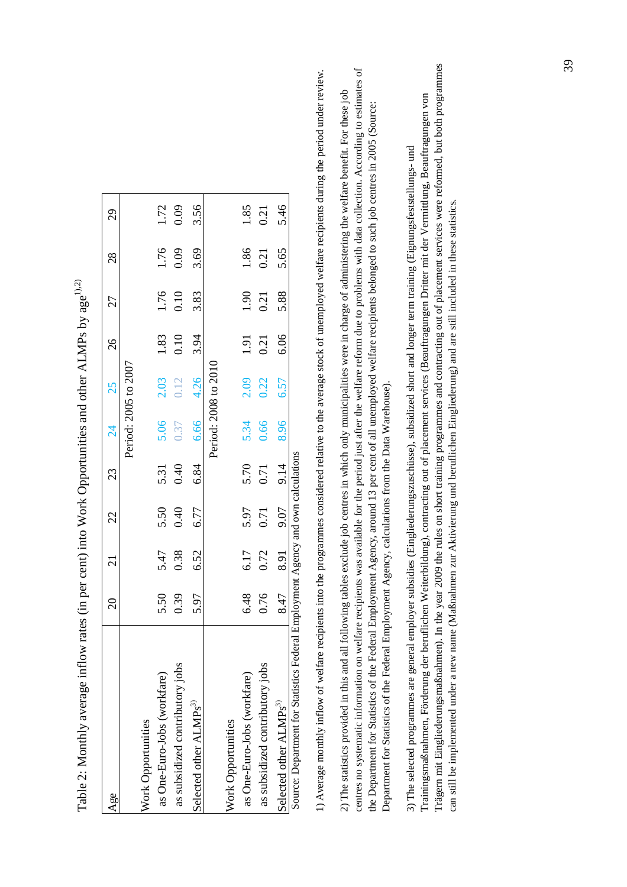Table 2: Monthly average inflow rates (in per cent) into Work Opportunities and other ALMPs by age[1),2)]

| Age | 20 | 21 | 22 | 23 | 24 | 25 | 26 | 27 | 28 | 29 |
|---|---|---|---|---|---|---|---|---|---|---|
| | Period: 2005 to 2007 | | | | | | | | | |
| Work Opportunities | | | | | | | | | | |
| as One-Euro-Jobs (workfare) | 5.50 | 5.47 | 5.50 | 5.31 | 5.06 | 2.03 | 1.83 | 1.76 | 1.76 | 1.72 |
| as subsidized contributory jobs | 0.39 | 0.38 | 0.40 | 0.40 | 0.37 | 0.12 | 0.10 | 0.10 | 0.09 | 0.09 |
| Selected other ALMPs[3)] | 5.97 | 6.52 | 6.77 | 6.84 | 6.66 | 4.26 | 3.94 | 3.83 | 3.69 | 3.56 |
| | Period: 2008 to 2010 | | | | | | | | | |
| Work Opportunities | | | | | | | | | | |
| as One-Euro-Jobs (workfare) | 6.48 | 6.17 | 5.97 | 5.70 | 5.34 | 2.09 | 1.91 | 1.90 | 1.86 | 1.85 |
| as subsidized contributory jobs | 0.76 | 0.72 | 0.71 | 0.71 | 0.66 | 0.22 | 0.21 | 0.21 | 0.21 | 0.21 |
| Selected other ALMPs[3)] | 8.47 | 8.91 | 9.07 | 9.14 | 8.96 | 6.57 | 6.06 | 5.88 | 5.65 | 5.46 |

Source: Department for Statistics Federal Employment Agency and own calculations

1) Average monthly inflow of welfare recipients into the programmes considered relative to the average stock of unemployed welfare recipients during the period under review.

2) The statistics provided in this and all following tables exclude job centres in which only municipalities were in charge of administering the welfare benefit. For these job centres no systematic information on welfare recipients was available for the period just after the welfare reform due to problems with data collection. According to estimates of the Department for Statistics of the Federal Employment Agency, around 13 per cent of all unemployed welfare recipients belonged to such job centres in 2005 (Source: Department for Statistics of the Federal Employment Agency, calculations from the Data Warehouse).

3) The selected programmes are general employer subsidies (Eingliederungszuschüsse), subsidized short and longer term training (Eignungsfeststellungs- und Trainingsmaßnahmen, Förderung der beruflichen Weiterbildung), contracting out of placement services (Beauftragungen Dritter mit der Vermittlung, Beauftragungen von Trägern mit Eingliederungsmaßnahmen). In the year 2009 the rules on short training programmes and contracting out of placement services were reformed, but both programmes can still be implemented under a new name (Maßnahmen zur Aktivierung und beruflichen Eingliederung) and are still included in these statistics.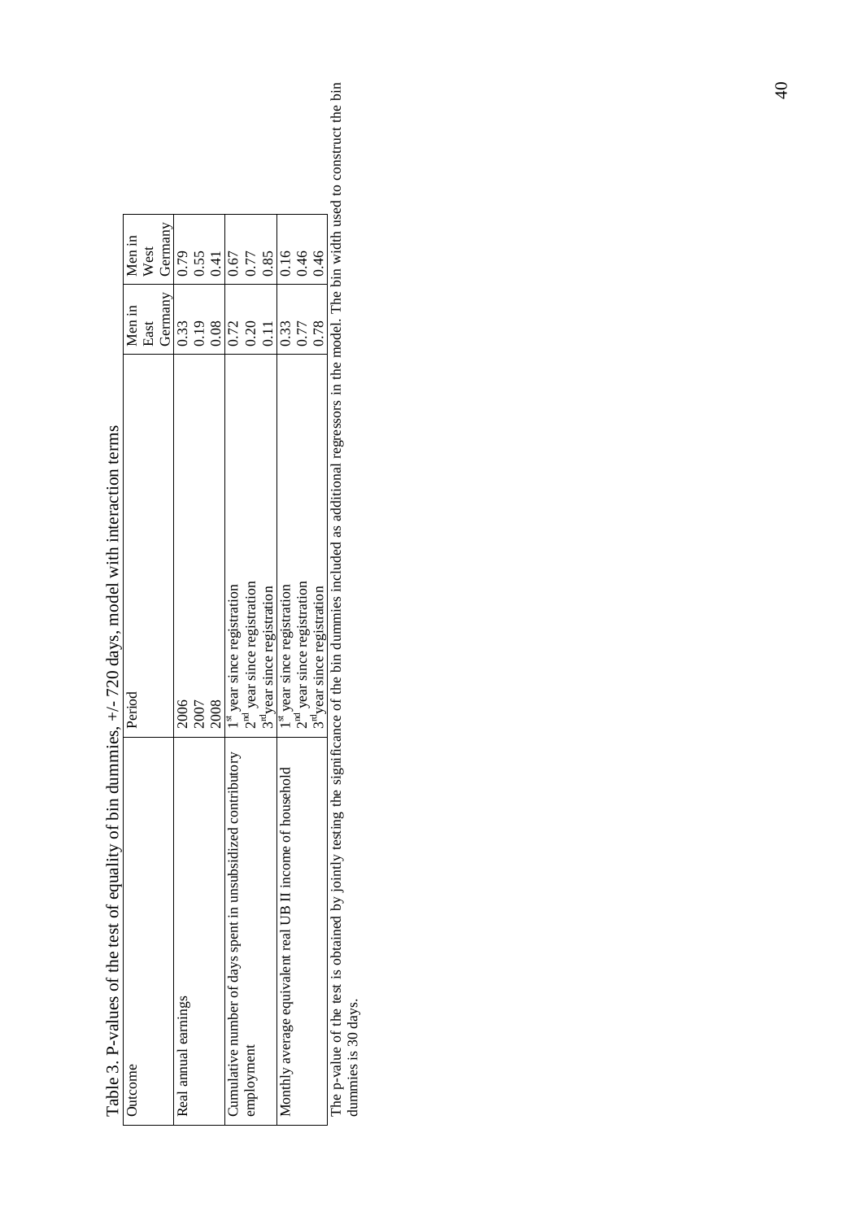Table 3. P-values of the test of equality of bin dummies, +/- 720 days, model with interaction terms

| Outcome | Period | Men in East Germany | Men in West Germany |
|---|---|---|---|
| Real annual earnings | 2006 | 0.33 | 0.79 |
| | 2007 | 0.19 | 0.55 |
| | 2008 | 0.08 | 0.41 |
| Cumulative number of days spent in unsubsidized contributory employment | 1st year since registration | 0.72 | 0.67 |
| | 2nd year since registration | 0.20 | 0.77 |
| | 3rd year since registration | 0.11 | 0.85 |
| Monthly average equivalent real UB II income of household | 1st year since registration | 0.33 | 0.16 |
| | 2nd year since registration | 0.77 | 0.46 |
| | 3rd year since registration | 0.78 | 0.46 |

The p-value of the test is obtained by jointly testing the significance of the bin dummies included as additional regressors in the model. The bin width used to construct the bin dummies is 30 days.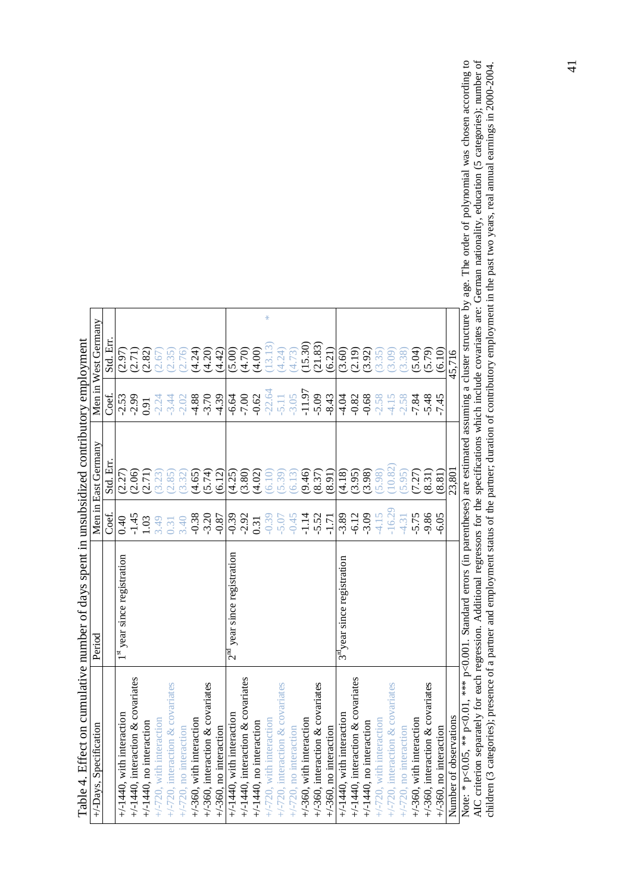Table 4. Effect on cumulative number of days spent in unsubsidized contributory employment

| +/-Days, Specification | Period | Men in East Germany | | Men in West Germany | |
|---|---|---|---|---|---|
| | | Coef. | Std. Err. | Coef. | Std. Err. |
| +/-1440, with interaction | 1st year since registration | 0.40 | (2.27) | -2.53 | (2.97) |
| +/-1440, interaction & covariates | | -1.45 | (2.06) | -2.99 | (2.71) |
| +/-1440, no interaction | | 1.03 | (2.71) | 0.91 | (2.82) |
| +/-720, with interaction | | 3.49 | (3.23) | -2.24 | (2.67) |
| +/-720, interaction & covariates | | 0.31 | (2.85) | -3.44 | (2.35) |
| +/-720, no interaction | | 3.40 | (3.32) | -2.02 | (2.76) |
| +/-360, with interaction | | -0.38 | (4.65) | -4.88 | (4.24) |
| +/-360, interaction & covariates | | -3.20 | (5.74) | -3.70 | (4.20) |
| +/-360, no interaction | | -0.87 | (6.12) | -4.39 | (4.42) |
| +/-1440, with interaction | 2nd year since registration | -0.39 | (4.25) | -6.64 | (5.00) |
| +/-1440, interaction & covariates | | -2.92 | (3.80) | -7.00 | (4.70) |
| +/-1440, no interaction | | 0.31 | (4.02) | -0.62 | (4.00) |
| +/-720, with interaction | | -0.39 | (6.10) | -22.64 | (13.13)* |
| +/-720, interaction & covariates | | -5.07 | (5.39) | -5.11 | (4.24) |
| +/-720, no interaction | | -0.45 | (6.13) | -3.05 | (4.73) |
| +/-360, with interaction | | -1.14 | (9.46) | -11.97 | (15.30) |
| +/-360, interaction & covariates | | -5.52 | (8.37) | -5.09 | (21.83) |
| +/-360, no interaction | | -1.71 | (8.91) | -8.43 | (6.21) |
| +/-1440, with interaction | 3rd year since registration | -3.89 | (4.18) | -4.04 | (3.60) |
| +/-1440, interaction & covariates | | -6.12 | (3.95) | -0.82 | (2.19) |
| +/-1440, no interaction | | -3.09 | (3.98) | -0.68 | (3.92) |
| +/-720, with interaction | | -4.15 | (5.98) | -2.58 | (3.35) |
| +/-720, interaction & covariates | | -16.29 | (10.82) | -4.15 | (3.09) |
| +/-720, no interaction | | -4.31 | (5.95) | -2.58 | (3.38) |
| +/-360, with interaction | | -5.75 | (7.27) | -7.84 | (5.04) |
| +/-360, interaction & covariates | | -9.86 | (8.31) | -5.48 | (5.79) |
| +/-360, no interaction | | -6.05 | (8.81) | -7.45 | (6.10) |
| Number of observations | | 23,801 | | 45,716 | |

Note: * p<0.05, ** p<0.01, *** p<0.001. Standard errors (in parentheses) are estimated assuming a cluster structure by age. The order of polynomial was chosen according to AIC criterion separately for each regression. Additional regressors for the specifications which include covariates are: German nationality, education (5 categories); number of children (3 categories); presence of a partner and employment status of the partner; duration of contributory employment in the past two years, real annual earnings in 2000-2004.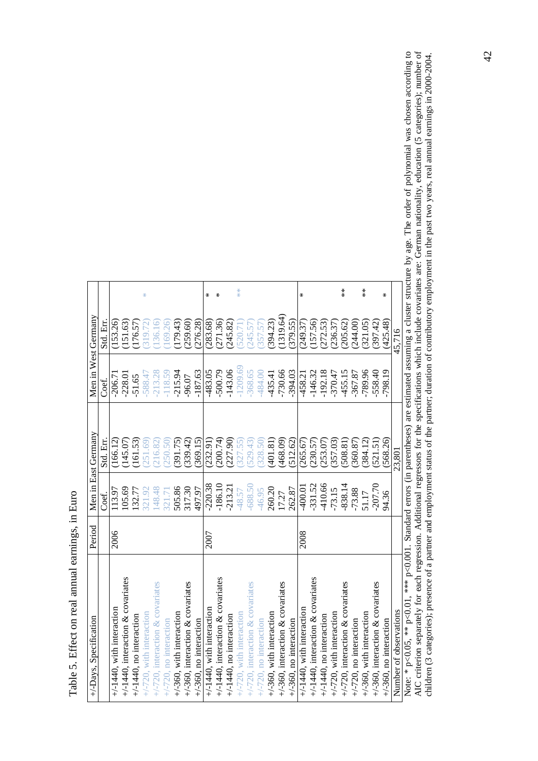Table 5. Effect on real annual earnings, in Euro

| +/-Days, Specification | Period | Men in East Germany | | | Men in West Germany | | |
|---|---|---|---|---|---|---|---|
| | | Coef. | Std. Err. | | Coef. | Std. Err. | |
| +/-1440, with interaction | 2006 | 113.97 | (166.12) | | -206.71 | (153.26) | |
| +/-1440, interaction & covariates | | 105.69 | (145.07) | | -228.01 | (151.63) | |
| +/-1440, no interaction | | 132.77 | (161.53) | | -51.65 | (176.57) | |
| +/-720, with interaction | | 321.92 | (251.69) | | -588.47 | (319.72) | * |
| +/-720, interaction & covariates | | 148.48 | (216.82) | | -213.28 | (136.16) | |
| +/-720, no interaction | | 321.71 | (250.50) | | -118.59 | (169.26) | |
| +/-360, with interaction | | 505.86 | (391.75) | | -215.94 | (179.43) | |
| +/-360, interaction & covariates | | 317.30 | (339.42) | | -96.07 | (259.60) | |
| +/-360, no interaction | | 497.97 | (369.15) | | -187.63 | (276.28) | |
| +/-1440, with interaction | 2007 | -220.38 | (232.91) | | -483.05 | (283.68) | * |
| +/-1440, interaction & covariates | | -186.10 | (200.74) | | -500.79 | (271.36) | * |
| +/-1440, no interaction | | -213.21 | (227.90) | | -143.06 | (245.82) | |
| +/-720, with interaction | | -48.57 | (327.55) | | -1209.69 | (520.71) | ** |
| +/-720, interaction & covariates | | -688.50 | (529.43) | | -368.65 | (245.57) | |
| +/-720, no interaction | | -46.95 | (328.50) | | -484.00 | (357.57) | |
| +/-360, with interaction | | 260.20 | (401.81) | | -435.41 | (394.23) | |
| +/-360, interaction & covariates | | 17.27 | (468.09) | | -730.66 | (1319.64) | |
| +/-360, no interaction | | 262.87 | (512.62) | | -394.03 | (379.55) | |
| +/-1440, with interaction | 2008 | -400.01 | (265.67) | | -458.21 | (249.37) | * |
| +/-1440, interaction & covariates | | -331.52 | (230.57) | | -146.32 | (157.56) | |
| +/-1440, no interaction | | -410.66 | (253.07) | | -192.18 | (272.53) | |
| +/-720, with interaction | | -73.15 | (357.03) | | -370.47 | (236.37) | |
| +/-720, interaction & covariates | | -838.14 | (508.81) | | -455.15 | (205.62) | ** |
| +/-720, no interaction | | -73.88 | (360.87) | | -367.87 | (244.00) | |
| +/-360, with interaction | | 51.17 | (384.12) | | -789.96 | (321.05) | ** |
| +/-360, interaction & covariates | | -207.70 | (521.51) | | -558.40 | (397.42) | |
| +/-360, no interaction | | 94.36 | (568.26) | | -798.19 | (425.48) | * |
| Number of observations | | 23,801 | | | 45,716 | | |

Note: * p<0.05, ** p<0.01, *** p<0.001. Standard errors (in parentheses) are estimated assuming a cluster structure by age. The order of polynomial was chosen according to AIC criterion separately for each regression. Additional regressors for the specifications which include covariates are: German nationality, education (5 categories); number of children (3 categories); presence of a partner and employment status of the partner; duration of contributory employment in the past two years, real annual earnings in 2000-2004.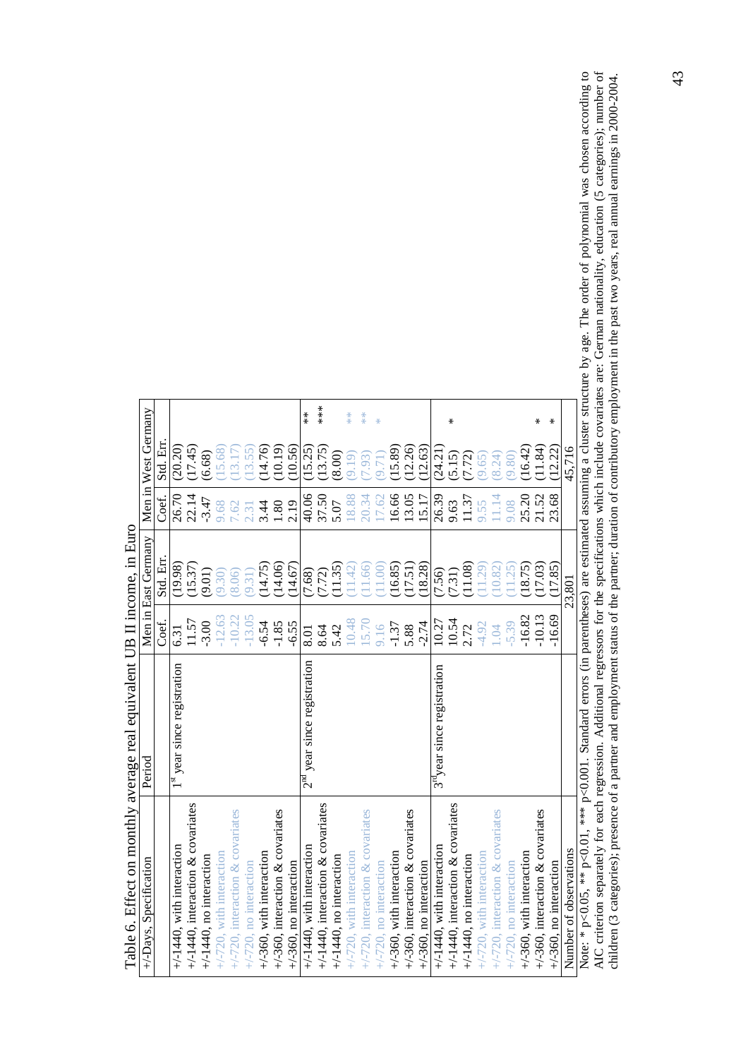Table 6. Effect on monthly average real equivalent UB II income, in Euro

| +/-Days, Specification | Period | Men in East Germany | | Men in West Germany | | |
|---|---|---|---|---|---|---|
| | | Coef. | Std. Err. | Coef. | Std. Err. | |
| +/-1440, with interaction | 1[st] year since registration | 6.31 | (19.98) | 26.70 | (20.20) | |
| +/-1440, interaction & covariates | | 11.57 | (15.37) | 22.14 | (17.45) | |
| +/-1440, no interaction | | -3.00 | (9.01) | -3.47 | (6.68) | |
| +/-720, with interaction | | -12.63 | (9.30) | 9.68 | (15.68) | |
| +/-720, interaction & covariates | | -10.22 | (8.06) | 7.62 | (13.17) | |
| +/-720, no interaction | | -13.05 | (9.31) | 2.31 | (13.55) | |
| +/-360, with interaction | | -6.54 | (14.75) | 3.44 | (14.76) | |
| +/-360, interaction & covariates | | -1.85 | (14.06) | 1.80 | (10.19) | |
| +/-360, no interaction | | -6.55 | (14.67) | 2.19 | (10.56) | |
| +/-1440, with interaction | 2[nd] year since registration | 8.01 | (7.68) | 40.06 | (15.25) | ** |
| +/-1440, interaction & covariates | | 8.64 | (7.72) | 37.50 | (13.75) | *** |
| +/-1440, no interaction | | 5.42 | (11.35) | 5.07 | (8.00) | |
| +/-720, with interaction | | 10.48 | (11.42) | 18.88 | (9.19) | ** |
| +/-720, interaction & covariates | | 15.70 | (11.66) | 20.34 | (7.93) | ** |
| +/-720, no interaction | | 9.16 | (11.00) | 17.62 | (9.71) | * |
| +/-360, with interaction | | -1.37 | (16.85) | 16.66 | (15.89) | |
| +/-360, interaction & covariates | | 5.88 | (17.51) | 13.05 | (12.26) | |
| +/-360, no interaction | | -2.74 | (18.28) | 15.17 | (12.63) | |
| +/-1440, with interaction | 3[rd] year since registration | 10.27 | (7.56) | 26.39 | (24.21) | |
| +/-1440, interaction & covariates | | 10.54 | (7.31) | 9.63 | (5.15) | * |
| +/-1440, no interaction | | 2.72 | (11.08) | 11.37 | (7.72) | |
| +/-720, with interaction | | -4.92 | (11.29) | 9.55 | (9.65) | |
| +/-720, interaction & covariates | | 1.04 | (10.82) | 11.14 | (8.24) | |
| +/-720, no interaction | | -5.39 | (11.25) | 9.08 | (9.80) | |
| +/-360, with interaction | | -16.82 | (18.75) | 25.20 | (16.42) | |
| +/-360, interaction & covariates | | -10.13 | (17.03) | 21.52 | (11.84) | * |
| +/-360, no interaction | | -16.69 | (17.85) | 23.68 | (12.22) | * |
| Number of observations | | 23,801 | | 45,716 | | |

Note: * p<0.05, ** p<0.01, *** p<0.001. Standard errors (in parentheses) are estimated assuming a cluster structure by age. The order of polynomial was chosen according to AIC criterion separately for each regression. Additional regressors for the specifications which include covariates are: German nationality, education (5 categories); number of children (3 categories); presence of a partner and employment status of the partner; duration of contributory employment in the past two years, real annual earnings in 2000-2004.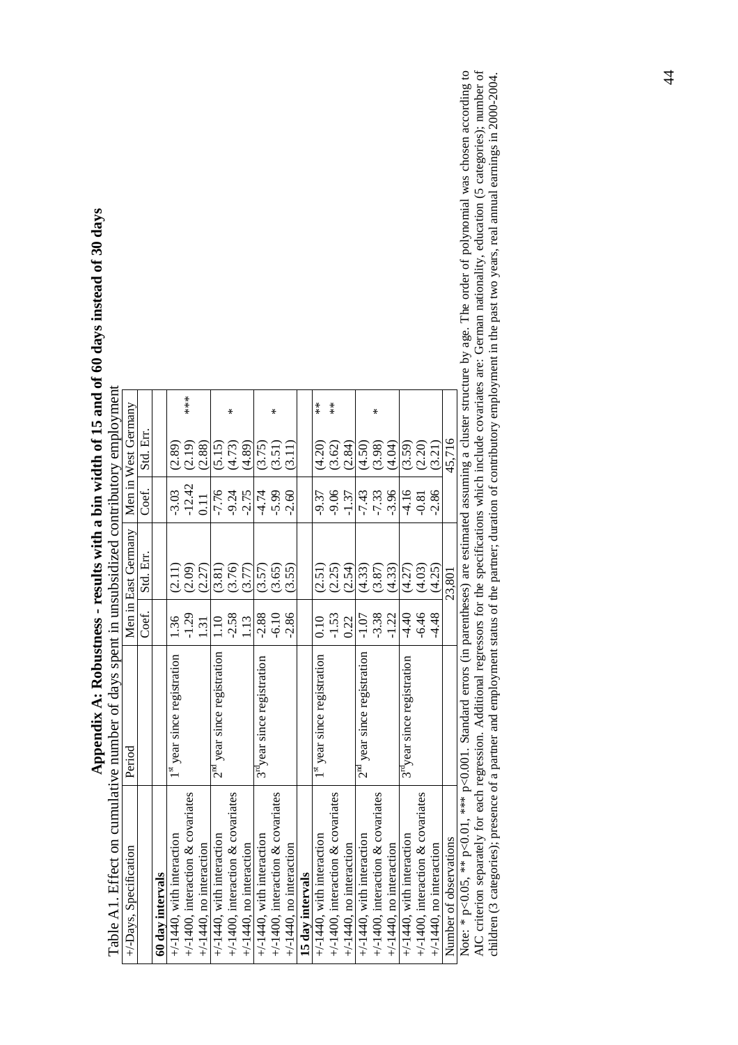# Appendix A: Robustness - results with a bin width of 15 and of 60 days instead of 30 days

Table A1. Effect on cumulative number of days spent in unsubsidized contributory employment

| +/-Days, Specification | Period | Men in East Germany | | | Men in West Germany | | |
|---|---|---|---|---|---|---|---|
| | | Coef. | Std. Err. | | Coef. | Std. Err. | |
| **60 day intervals** | | | | | | | |
| +/-1440, with interaction | 1st year since registration | 1.36 | (2.11) | | -3.03 | (2.89) | |
| +/-1400, interaction & covariates | | -1.29 | (2.09) | | -12.42 | (2.19) | *** |
| +/-1440, no interaction | | 1.31 | (2.27) | | 0.11 | (2.88) | |
| +/-1440, with interaction | 2nd year since registration | 1.10 | (3.81) | | -7.76 | (5.15) | |
| +/-1400, interaction & covariates | | -2.58 | (3.76) | | -9.24 | (4.73) | * |
| +/-1440, no interaction | | 1.13 | (3.77) | | -2.75 | (4.89) | |
| +/-1440, with interaction | 3rd year since registration | -2.88 | (3.57) | | -4.74 | (3.75) | |
| +/-1400, interaction & covariates | | -6.10 | (3.65) | | -5.99 | (3.51) | * |
| +/-1440, no interaction | | -2.86 | (3.55) | | -2.60 | (3.11) | |
| **15 day intervals** | | | | | | | |
| +/-1440, with interaction | 1st year since registration | 0.10 | (2.51) | | -9.37 | (4.20) | ** |
| +/-1400, interaction & covariates | | -1.53 | (2.25) | | -9.06 | (3.62) | ** |
| +/-1440, no interaction | | 0.22 | (2.54) | | -1.37 | (2.84) | |
| +/-1440, with interaction | 2nd year since registration | -1.07 | (4.33) | | -7.43 | (4.50) | |
| +/-1400, interaction & covariates | | -3.38 | (3.87) | | -7.33 | (3.98) | * |
| +/-1440, no interaction | | -1.22 | (4.33) | | -3.96 | (4.04) | |
| +/-1440, with interaction | 3rd year since registration | -4.40 | (4.27) | | -4.16 | (3.59) | |
| +/-1400, interaction & covariates | | -6.46 | (4.03) | | -0.81 | (2.20) | |
| +/-1440, no interaction | | -4.48 | (4.25) | | -2.86 | (3.21) | |
| Number of observations | | | 23,801 | | | 45,716 | |

Note: * p<0.05, ** p<0.01, *** p<0.001. Standard errors (in parentheses) are estimated assuming a cluster structure by age. The order of polynomial was chosen according to AIC criterion separately for each regression. Additional regressors for the specifications which include covariates are: German nationality, education (5 categories); number of children (3 categories); presence of a partner and employment status of the partner; duration of contributory employment in the past two years, real annual earnings in 2000-2004.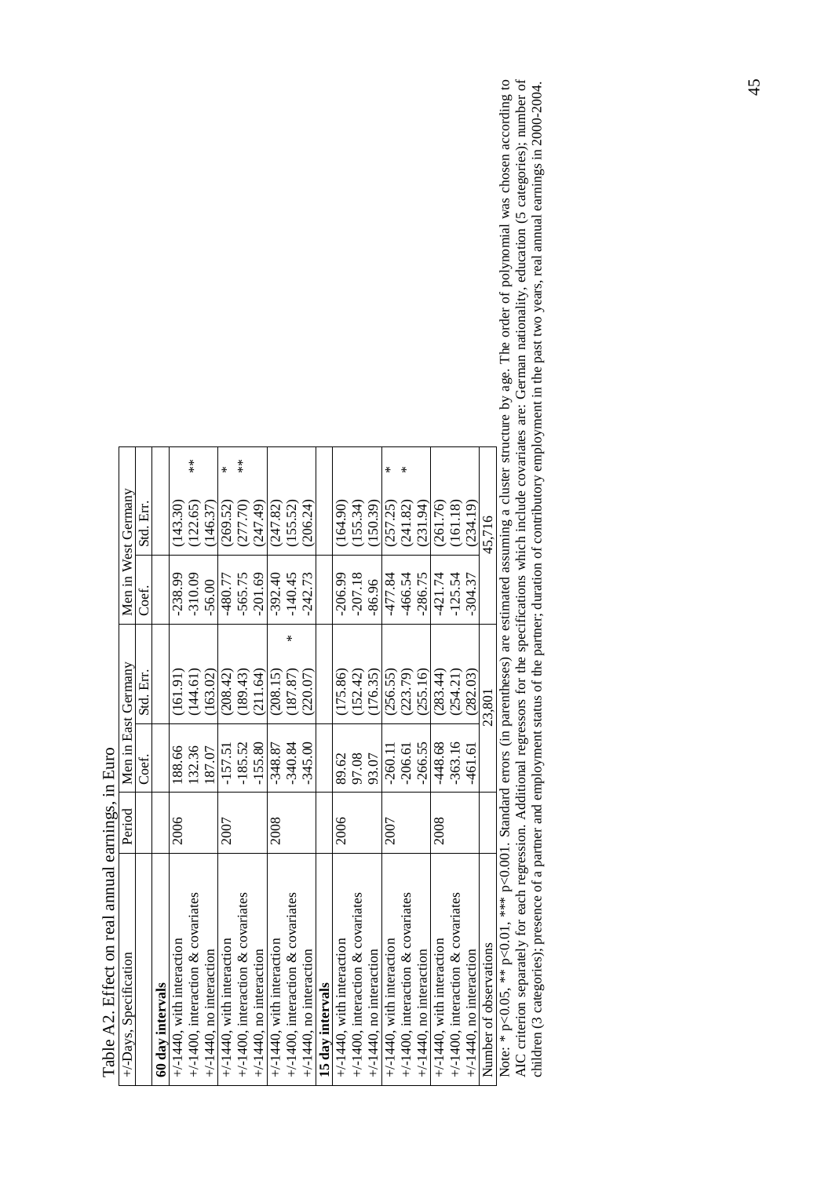Table A2. Effect on real annual earnings, in Euro

| +/-Days, Specification | Period | Men in East Germany | | | Men in West Germany | | |
|---|---|---|---|---|---|---|---|
| | | Coef. | Std. Err. | | Coef. | Std. Err. | |
| **60 day intervals** | | | | | | | |
| +/-1440, with interaction | 2006 | 188.66 | (161.91) | | -238.99 | (143.30) | |
| +/-1400, interaction & covariates | | 132.36 | (144.61) | | -310.09 | (122.65) | ** |
| +/-1440, no interaction | | 187.07 | (163.02) | | -56.00 | (146.37) | |
| +/-1440, with interaction | 2007 | -157.51 | (208.42) | | -480.77 | (269.52) | * |
| +/-1400, interaction & covariates | | -185.52 | (189.43) | | -565.75 | (277.70) | ** |
| +/-1440, no interaction | | -155.80 | (211.64) | | -201.69 | (247.49) | |
| +/-1440, with interaction | 2008 | -348.87 | (208.15) | | -392.40 | (247.82) | |
| +/-1400, interaction & covariates | | -340.84 | (187.87) | * | -140.45 | (155.52) | |
| +/-1440, no interaction | | -345.00 | (220.07) | | -242.73 | (206.24) | |
| **15 day intervals** | | | | | | | |
| +/-1440, with interaction | 2006 | 89.62 | (175.86) | | -206.99 | (164.90) | |
| +/-1400, interaction & covariates | | 97.08 | (152.42) | | -207.18 | (155.34) | |
| +/-1440, no interaction | | 93.07 | (176.35) | | -86.96 | (150.39) | |
| +/-1440, with interaction | 2007 | -260.11 | (256.55) | | -477.84 | (257.25) | * |
| +/-1400, interaction & covariates | | -206.61 | (223.79) | | -466.54 | (241.82) | * |
| +/-1440, no interaction | | -266.55 | (255.16) | | -286.75 | (231.94) | |
| +/-1440, with interaction | 2008 | -448.68 | (283.44) | | -421.74 | (261.76) | |
| +/-1400, interaction & covariates | | -363.16 | (254.21) | | -125.54 | (161.18) | |
| +/-1440, no interaction | | -461.61 | (282.03) | | -304.37 | (234.19) | |
| Number of observations | | 23,801 | | | 45,716 | | |

Note: * p<0.05, ** p<0.01, *** p<0.001. Standard errors (in parentheses) are estimated assuming a cluster structure by age. The order of polynomial was chosen according to AIC criterion separately for each regression. Additional regressors for the specifications which include covariates are: German nationality, education (5 categories); number of children (3 categories); presence of a partner and employment status of the partner; duration of contributory employment in the past two years, real annual earnings in 2000-2004.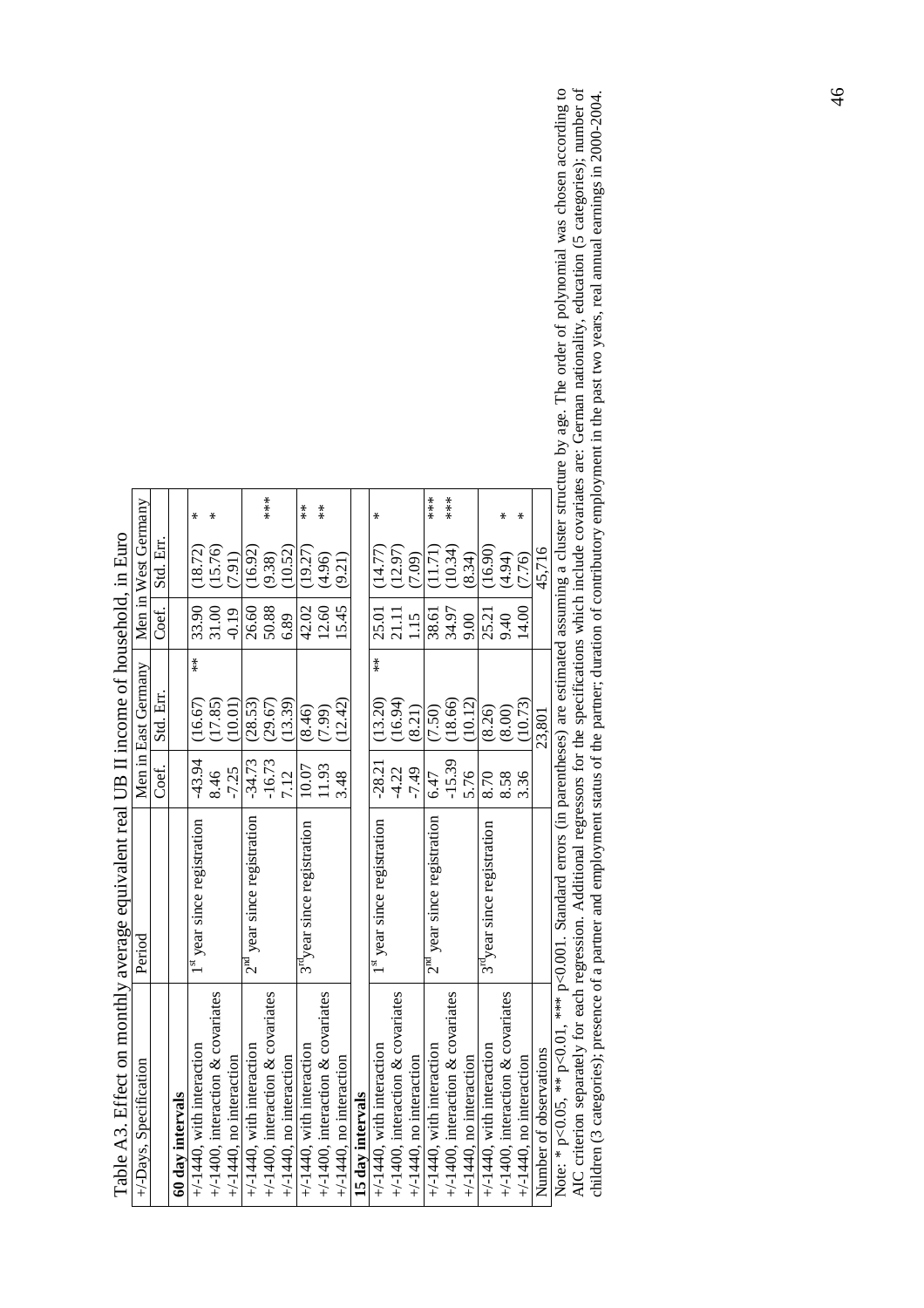Table A3. Effect on monthly average equivalent real UB II income of household, in Euro

| +/-Days, Specification | Period | Men in East Germany | | | Men in West Germany | | |
|---|---|---|---|---|---|---|---|
| | | Coef. | Std. Err. | | Coef. | Std. Err. | |
| **60 day intervals** | | | | | | | |
| +/-1440, with interaction | 1st year since registration | -43.94 | (16.67) | ** | 33.90 | (18.72) | * |
| +/-1400, interaction & covariates | | 8.46 | (17.85) | | 31.00 | (15.76) | * |
| +/-1440, no interaction | | -7.25 | (10.01) | | -0.19 | (7.91) | |
| +/-1440, with interaction | 2nd year since registration | -34.73 | (28.53) | | 26.60 | (16.92) | |
| +/-1400, interaction & covariates | | -16.73 | (29.67) | | 50.88 | (9.38) | *** |
| +/-1440, no interaction | | 7.12 | (13.39) | | 6.89 | (10.52) | |
| +/-1440, with interaction | 3rd year since registration | 10.07 | (8.46) | | 42.02 | (19.27) | ** |
| +/-1400, interaction & covariates | | 11.93 | (7.99) | | 12.60 | (4.96) | ** |
| +/-1440, no interaction | | 3.48 | (12.42) | | 15.45 | (9.21) | |
| **15 day intervals** | | | | | | | |
| +/-1440, with interaction | 1st year since registration | -28.21 | (13.20) | ** | 25.01 | (14.77) | * |
| +/-1400, interaction & covariates | | -4.22 | (16.94) | | 21.11 | (12.97) | |
| +/-1440, no interaction | | -7.49 | (8.21) | | 1.15 | (7.09) | |
| +/-1440, with interaction | 2nd year since registration | 6.47 | (7.50) | | 38.61 | (11.71) | *** |
| +/-1400, interaction & covariates | | -15.39 | (18.66) | | 34.97 | (10.34) | *** |
| +/-1440, no interaction | | 5.76 | (10.12) | | 9.00 | (8.34) | |
| +/-1440, with interaction | 3rd year since registration | 8.70 | (8.26) | | 25.21 | (16.90) | |
| +/-1400, interaction & covariates | | 8.58 | (8.00) | | 9.40 | (4.94) | * |
| +/-1440, no interaction | | 3.36 | (10.73) | | 14.00 | (7.76) | * |
| Number of observations | | | 23,801 | | | 45,716 | |

Note: * p<0.05, ** p<0.01, *** p<0.001. Standard errors (in parentheses) are estimated assuming a cluster structure by age. The order of polynomial was chosen according to AIC criterion separately for each regression. Additional regressors for the specifications which include covariates are: German nationality, education (5 categories); number of children (3 categories); presence of a partner and employment status of the partner; duration of contributory employment in the past two years, real annual earnings in 2000-2004.